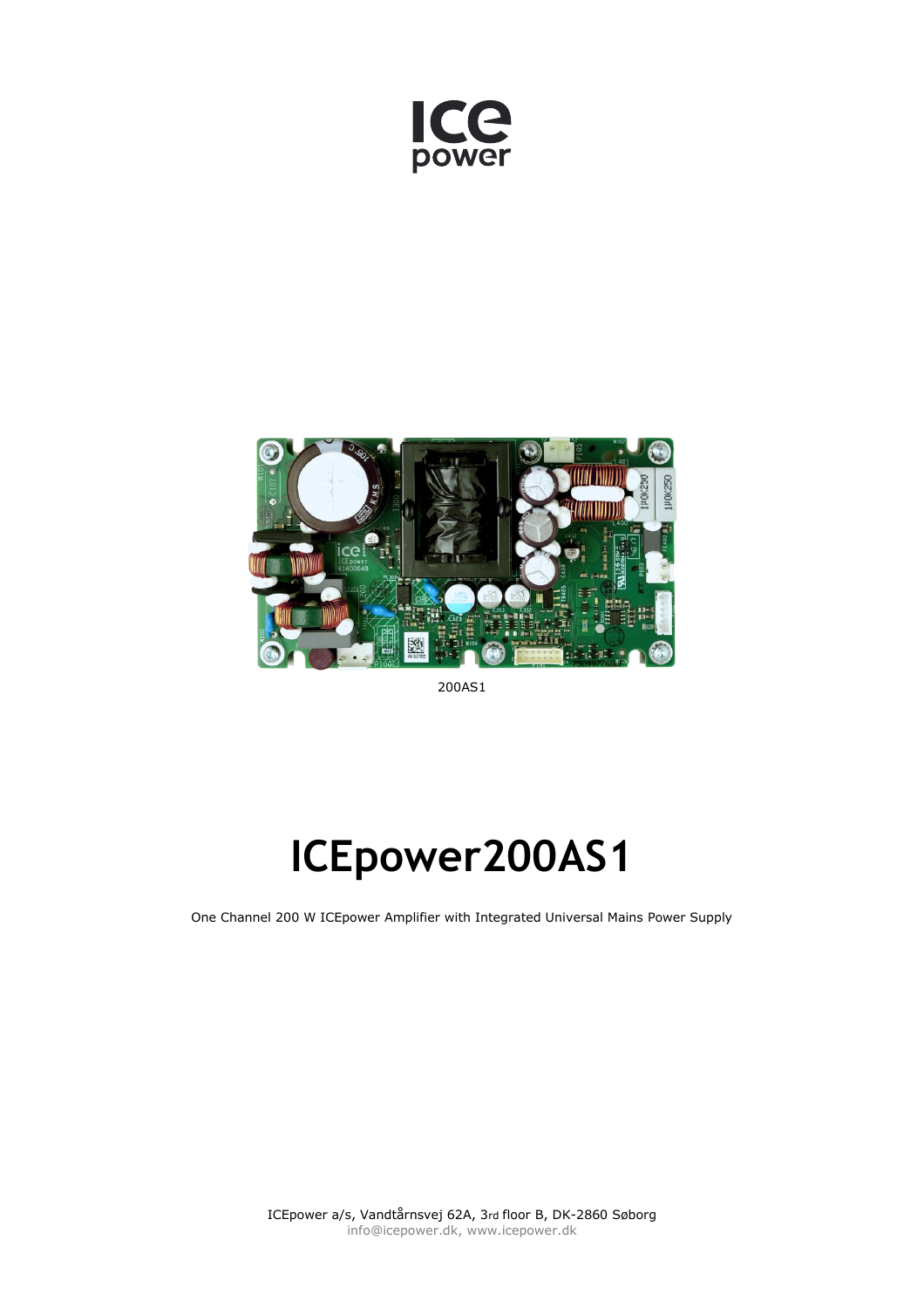200AS1

# ICEpower200AS1

One Channel 200 W ICEpower Amplifier with Integrated Universal Mains Power Supply

ICEpower a/s, Vandtårnsvej 62A, 3rd floor B, DK-2860 Søborg
info@icepower.dk, www.icepower.dk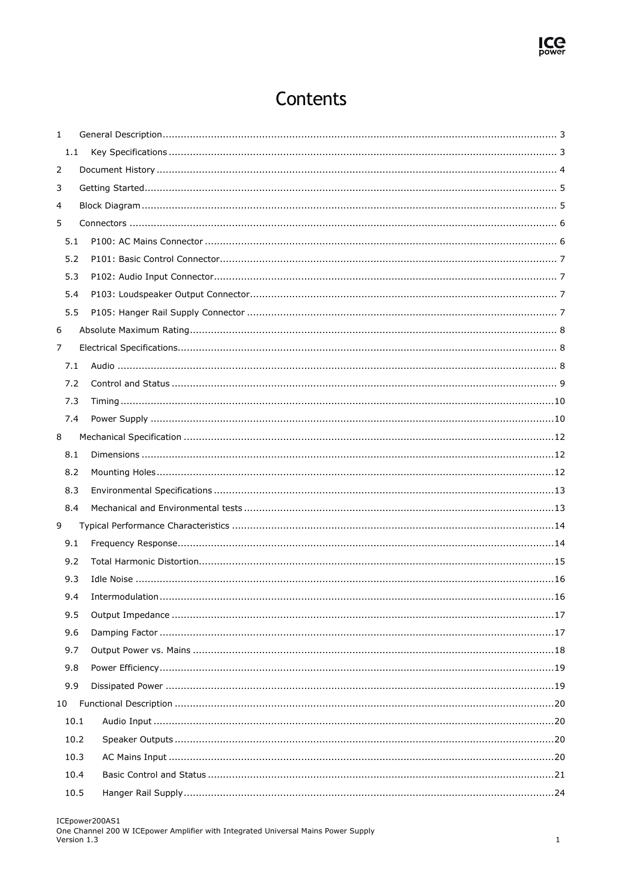# Contents

1 General Description .................................................................... 3

1.1 Key Specifications .................................................................... 3

2 Document History .................................................................... 4

3 Getting Started .................................................................... 5

4 Block Diagram .................................................................... 5

5 Connectors .................................................................... 6

5.1 P100: AC Mains Connector .................................................................... 6

5.2 P101: Basic Control Connector .................................................................... 7

5.3 P102: Audio Input Connector .................................................................... 7

5.4 P103: Loudspeaker Output Connector .................................................................... 7

5.5 P105: Hanger Rail Supply Connector .................................................................... 7

6 Absolute Maximum Rating .................................................................... 8

7 Electrical Specifications .................................................................... 8

7.1 Audio .................................................................... 8

7.2 Control and Status .................................................................... 9

7.3 Timing .................................................................... 10

7.4 Power Supply .................................................................... 10

8 Mechanical Specification .................................................................... 12

8.1 Dimensions .................................................................... 12

8.2 Mounting Holes .................................................................... 12

8.3 Environmental Specifications .................................................................... 13

8.4 Mechanical and Environmental tests .................................................................... 13

9 Typical Performance Characteristics .................................................................... 14

9.1 Frequency Response .................................................................... 14

9.2 Total Harmonic Distortion .................................................................... 15

9.3 Idle Noise .................................................................... 16

9.4 Intermodulation .................................................................... 16

9.5 Output Impedance .................................................................... 17

9.6 Damping Factor .................................................................... 17

9.7 Output Power vs. Mains .................................................................... 18

9.8 Power Efficiency .................................................................... 19

9.9 Dissipated Power .................................................................... 19

10 Functional Description .................................................................... 20

10.1 Audio Input .................................................................... 20

10.2 Speaker Outputs .................................................................... 20

10.3 AC Mains Input .................................................................... 20

10.4 Basic Control and Status .................................................................... 21

10.5 Hanger Rail Supply .................................................................... 24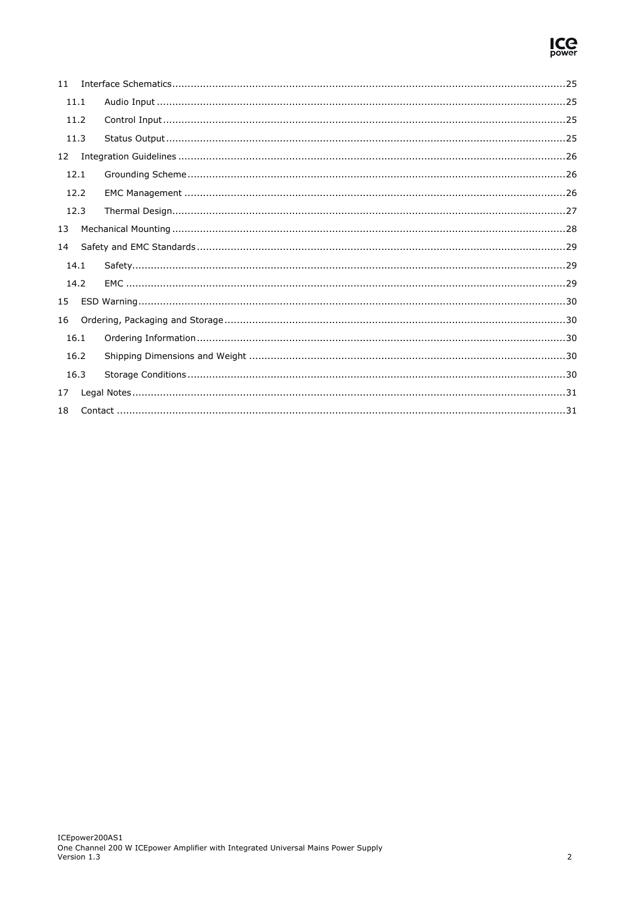11 Interface Schematics ....................................................................................25

11.1 Audio Input ....................................................................................25

11.2 Control Input ....................................................................................25

11.3 Status Output ....................................................................................25

12 Integration Guidelines ....................................................................................26

12.1 Grounding Scheme ....................................................................................26

12.2 EMC Management ....................................................................................26

12.3 Thermal Design ....................................................................................27

13 Mechanical Mounting ....................................................................................28

14 Safety and EMC Standards ....................................................................................29

14.1 Safety ....................................................................................29

14.2 EMC ....................................................................................29

15 ESD Warning ....................................................................................30

16 Ordering, Packaging and Storage ....................................................................................30

16.1 Ordering Information ....................................................................................30

16.2 Shipping Dimensions and Weight ....................................................................................30

16.3 Storage Conditions ....................................................................................30

17 Legal Notes ....................................................................................31

18 Contact ....................................................................................31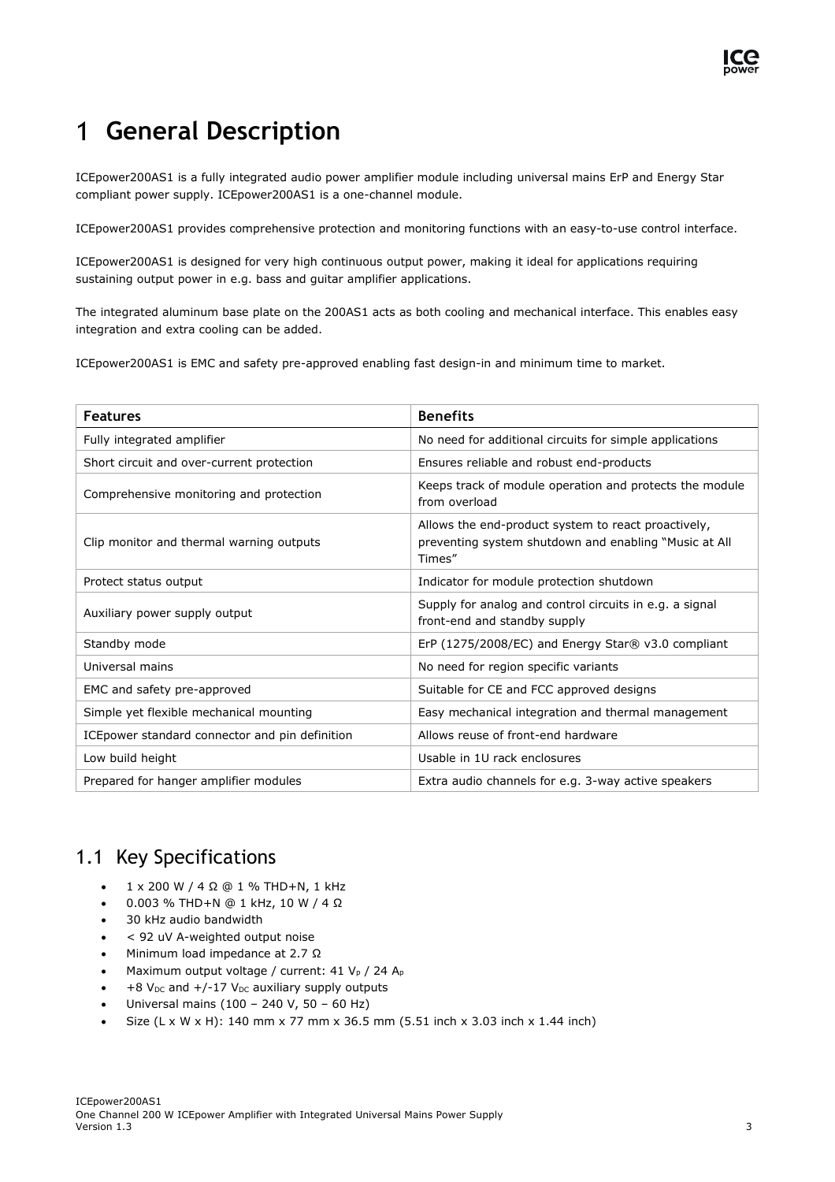# 1 General Description

ICEpower200AS1 is a fully integrated audio power amplifier module including universal mains ErP and Energy Star compliant power supply. ICEpower200AS1 is a one-channel module.

ICEpower200AS1 provides comprehensive protection and monitoring functions with an easy-to-use control interface.

ICEpower200AS1 is designed for very high continuous output power, making it ideal for applications requiring sustaining output power in e.g. bass and guitar amplifier applications.

The integrated aluminum base plate on the 200AS1 acts as both cooling and mechanical interface. This enables easy integration and extra cooling can be added.

ICEpower200AS1 is EMC and safety pre-approved enabling fast design-in and minimum time to market.

| Features | Benefits |
| --- | --- |
| Fully integrated amplifier | No need for additional circuits for simple applications |
| Short circuit and over-current protection | Ensures reliable and robust end-products |
| Comprehensive monitoring and protection | Keeps track of module operation and protects the module from overload |
| Clip monitor and thermal warning outputs | Allows the end-product system to react proactively, preventing system shutdown and enabling "Music at All Times" |
| Protect status output | Indicator for module protection shutdown |
| Auxiliary power supply output | Supply for analog and control circuits in e.g. a signal front-end and standby supply |
| Standby mode | ErP (1275/2008/EC) and Energy Star® v3.0 compliant |
| Universal mains | No need for region specific variants |
| EMC and safety pre-approved | Suitable for CE and FCC approved designs |
| Simple yet flexible mechanical mounting | Easy mechanical integration and thermal management |
| ICEpower standard connector and pin definition | Allows reuse of front-end hardware |
| Low build height | Usable in 1U rack enclosures |
| Prepared for hanger amplifier modules | Extra audio channels for e.g. 3-way active speakers |

## 1.1 Key Specifications

- 1 x 200 W / 4 Ω @ 1 % THD+N, 1 kHz
- 0.003 % THD+N @ 1 kHz, 10 W / 4 Ω
- 30 kHz audio bandwidth
- < 92 uV A-weighted output noise
- Minimum load impedance at 2.7 Ω
- Maximum output voltage / current: 41 $V_P$ / 24 $A_P$
- +8 $V_{DC}$ and +/-17 $V_{DC}$ auxiliary supply outputs
- Universal mains (100 – 240 V, 50 – 60 Hz)
- Size (L x W x H): 140 mm x 77 mm x 36.5 mm (5.51 inch x 3.03 inch x 1.44 inch)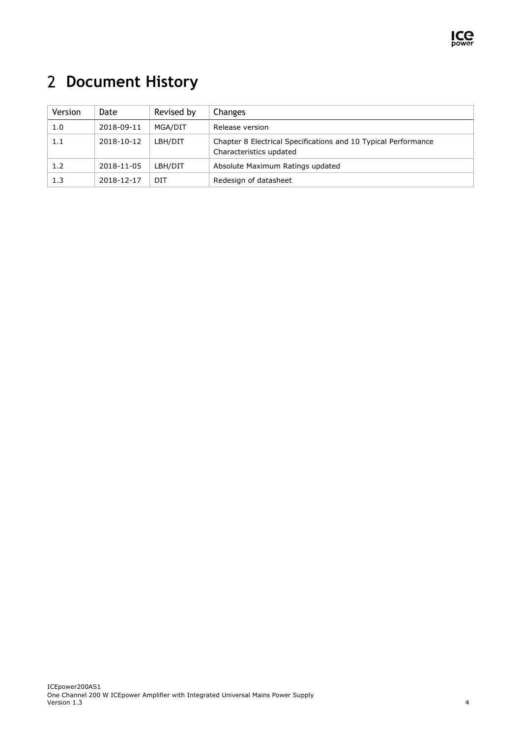# 2 Document History

| Version | Date | Revised by | Changes |
|---|---|---|---|
| 1.0 | 2018-09-11 | MGA/DIT | Release version |
| 1.1 | 2018-10-12 | LBH/DIT | Chapter 8 Electrical Specifications and 10 Typical Performance Characteristics updated |
| 1.2 | 2018-11-05 | LBH/DIT | Absolute Maximum Ratings updated |
| 1.3 | 2018-12-17 | DIT | Redesign of datasheet |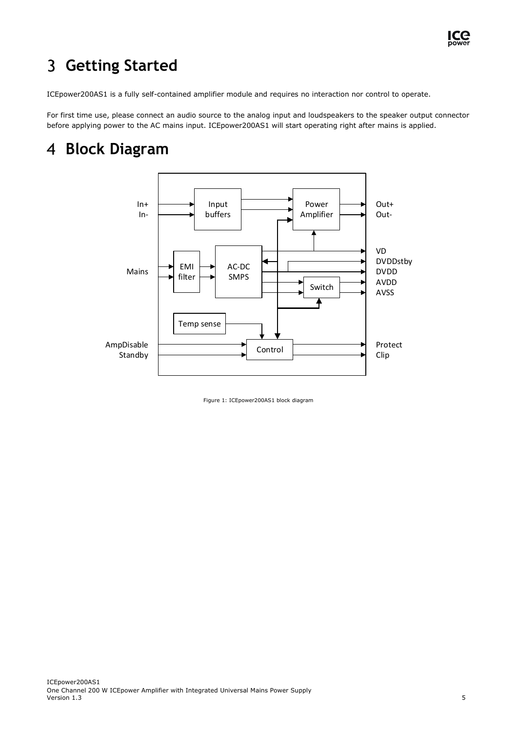# 3 Getting Started

ICEpower200AS1 is a fully self-contained amplifier module and requires no interaction nor control to operate.

For first time use, please connect an audio source to the analog input and loudspeakers to the speaker output connector before applying power to the AC mains input. ICEpower200AS1 will start operating right after mains is applied.

# 4 Block Diagram

Figure 1: ICEpower200AS1 block diagram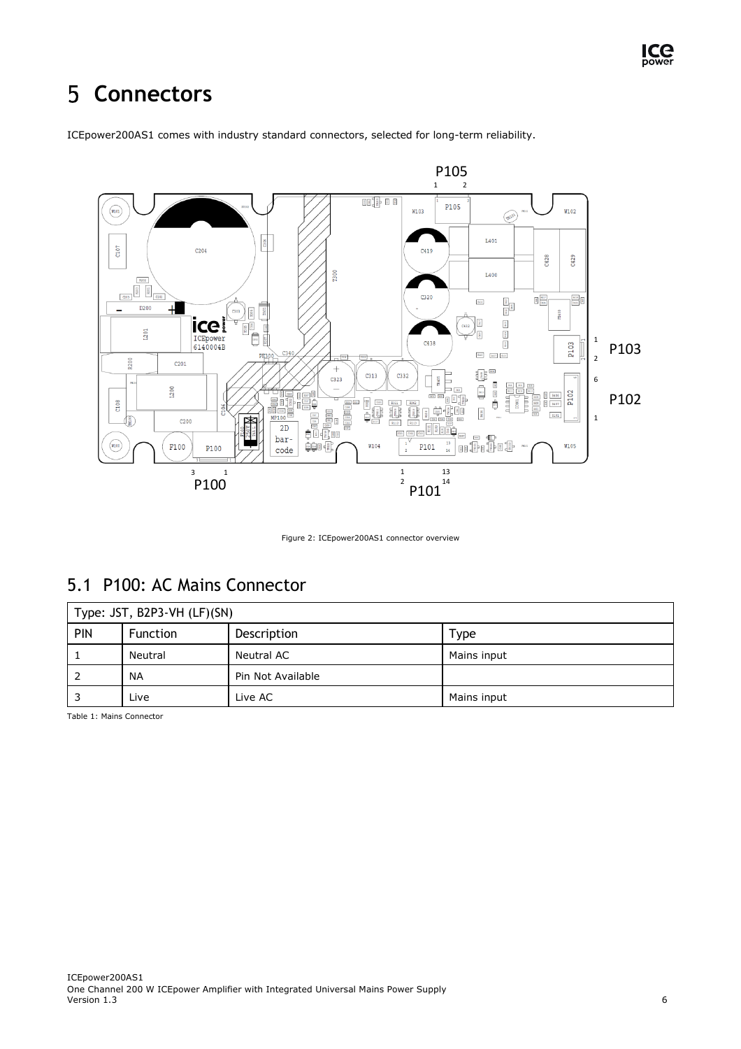# 5 Connectors

ICEpower200AS1 comes with industry standard connectors, selected for long-term reliability.

Figure 2: ICEpower200AS1 connector overview

## 5.1 P100: AC Mains Connector

| Type: JST, B2P3-VH (LF)(SN) | | | |
|---|---|---|---|
| PIN | Function | Description | Type |
| 1 | Neutral | Neutral AC | Mains input |
| 2 | NA | Pin Not Available | |
| 3 | Live | Live AC | Mains input |

Table 1: Mains Connector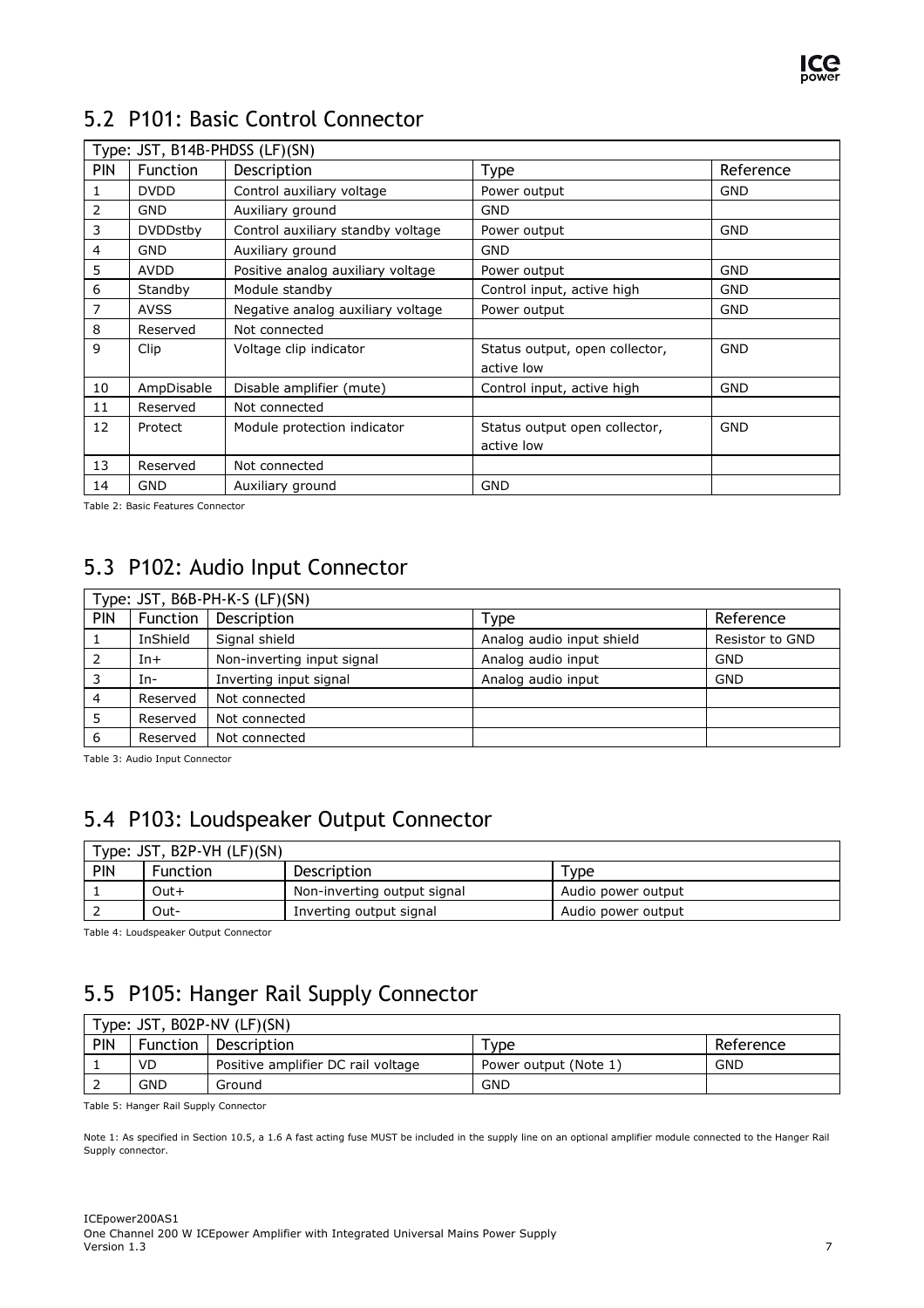## 5.2 P101: Basic Control Connector

| Type: JST, B14B-PHDSS (LF)(SN) | | | | |
|---|---|---|---|---|
| PIN | Function | Description | Type | Reference |
| 1 | DVDD | Control auxiliary voltage | Power output | GND |
| 2 | GND | Auxiliary ground | GND | |
| 3 | DVDDstby | Control auxiliary standby voltage | Power output | GND |
| 4 | GND | Auxiliary ground | GND | |
| 5 | AVDD | Positive analog auxiliary voltage | Power output | GND |
| 6 | Standby | Module standby | Control input, active high | GND |
| 7 | AVSS | Negative analog auxiliary voltage | Power output | GND |
| 8 | Reserved | Not connected | | |
| 9 | Clip | Voltage clip indicator | Status output, open collector, active low | GND |
| 10 | AmpDisable | Disable amplifier (mute) | Control input, active high | GND |
| 11 | Reserved | Not connected | | |
| 12 | Protect | Module protection indicator | Status output open collector, active low | GND |
| 13 | Reserved | Not connected | | |
| 14 | GND | Auxiliary ground | GND | |

Table 2: Basic Features Connector

## 5.3 P102: Audio Input Connector

| Type: JST, B6B-PH-K-S (LF)(SN) | | | | |
|---|---|---|---|---|
| PIN | Function | Description | Type | Reference |
| 1 | InShield | Signal shield | Analog audio input shield | Resistor to GND |
| 2 | In+ | Non-inverting input signal | Analog audio input | GND |
| 3 | In- | Inverting input signal | Analog audio input | GND |
| 4 | Reserved | Not connected | | |
| 5 | Reserved | Not connected | | |
| 6 | Reserved | Not connected | | |

Table 3: Audio Input Connector

## 5.4 P103: Loudspeaker Output Connector

| Type: JST, B2P-VH (LF)(SN) | | | |
|---|---|---|---|
| PIN | Function | Description | Type |
| 1 | Out+ | Non-inverting output signal | Audio power output |
| 2 | Out- | Inverting output signal | Audio power output |

Table 4: Loudspeaker Output Connector

## 5.5 P105: Hanger Rail Supply Connector

| Type: JST, B02P-NV (LF)(SN) | | | | |
|---|---|---|---|---|
| PIN | Function | Description | Type | Reference |
| 1 | VD | Positive amplifier DC rail voltage | Power output (Note 1) | GND |
| 2 | GND | Ground | GND | |

Table 5: Hanger Rail Supply Connector

Note 1: As specified in Section 10.5, a 1.6 A fast acting fuse MUST be included in the supply line on an optional amplifier module connected to the Hanger Rail Supply connector.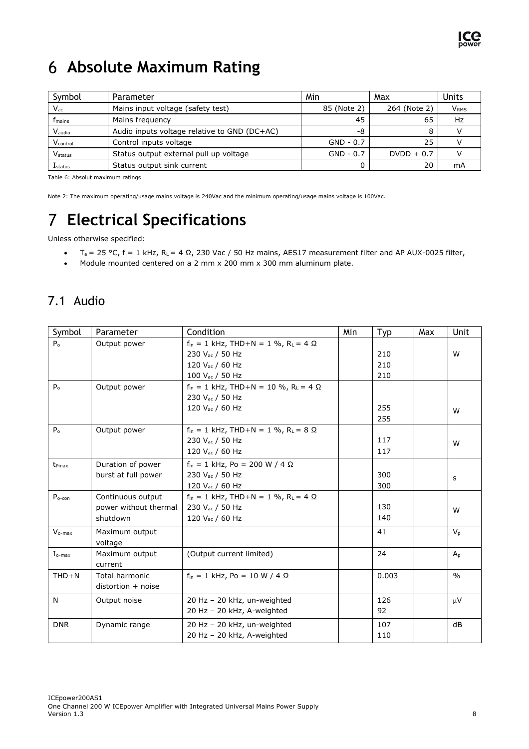# 6 Absolute Maximum Rating

| Symbol | Parameter | Min | Max | Units |
|---|---|---|---|---|
| $V_{ac}$ | Mains input voltage (safety test) | 85 (Note 2) | 264 (Note 2) | $V_{RMS}$ |
| $f_{mains}$ | Mains frequency | 45 | 65 | Hz |
| $V_{audio}$ | Audio inputs voltage relative to GND (DC+AC) | -8 | 8 | V |
| $V_{control}$ | Control inputs voltage | GND - 0.7 | 25 | V |
| $V_{status}$ | Status output external pull up voltage | GND - 0.7 | DVDD + 0.7 | V |
| $I_{status}$ | Status output sink current | 0 | 20 | mA |

Table 6: Absolut maximum ratings

Note 2: The maximum operating/usage mains voltage is 240Vac and the minimum operating/usage mains voltage is 100Vac.

# 7 Electrical Specifications

Unless otherwise specified:

- $T_a$ = 25 °C, f = 1 kHz, $R_L$ = 4 Ω, 230 Vac / 50 Hz mains, AES17 measurement filter and AP AUX-0025 filter,
- Module mounted centered on a 2 mm x 200 mm x 300 mm aluminum plate.

## 7.1 Audio

| Symbol | Parameter | Condition | Min | Typ | Max | Unit |
|---|---|---|---|---|---|---|
| $P_o$ | Output power | $f_{in}$ = 1 kHz, THD+N = 1 %, $R_L$ = 4 Ω<br>230 $V_{ac}$ / 50 Hz<br>120 $V_{ac}$ / 60 Hz<br>100 $V_{ac}$ / 50 Hz | | <br>210<br>210<br>210 | | W |
| $P_o$ | Output power | $f_{in}$ = 1 kHz, THD+N = 10 %, $R_L$ = 4 Ω<br>230 $V_{ac}$ / 50 Hz<br>120 $V_{ac}$ / 60 Hz | | <br>255<br>255 | | W |
| $P_o$ | Output power | $f_{in}$ = 1 kHz, THD+N = 1 %, $R_L$ = 8 Ω<br>230 $V_{ac}$ / 50 Hz<br>120 $V_{ac}$ / 60 Hz | | <br>117<br>117 | | W |
| $t_{Pmax}$ | Duration of power burst at full power | $f_{in}$ = 1 kHz, Po = 200 W / 4 Ω<br>230 $V_{ac}$ / 50 Hz<br>120 $V_{ac}$ / 60 Hz | | <br>300<br>300 | | s |
| $P_{o\text{-}con}$ | Continuous output power without thermal shutdown | $f_{in}$ = 1 kHz, THD+N = 1 %, $R_L$ = 4 Ω<br>230 $V_{ac}$ / 50 Hz<br>120 $V_{ac}$ / 60 Hz | | <br>130<br>140 | | W |
| $V_{o\text{-}max}$ | Maximum output voltage | | | 41 | | $V_p$ |
| $I_{o\text{-}max}$ | Maximum output current | (Output current limited) | | 24 | | $A_p$ |
| THD+N | Total harmonic distortion + noise | $f_{in}$ = 1 kHz, Po = 10 W / 4 Ω | | 0.003 | | % |
| N | Output noise | 20 Hz – 20 kHz, un-weighted<br>20 Hz – 20 kHz, A-weighted | | 126<br>92 | | μV |
| DNR | Dynamic range | 20 Hz – 20 kHz, un-weighted<br>20 Hz – 20 kHz, A-weighted | | 107<br>110 | | dB |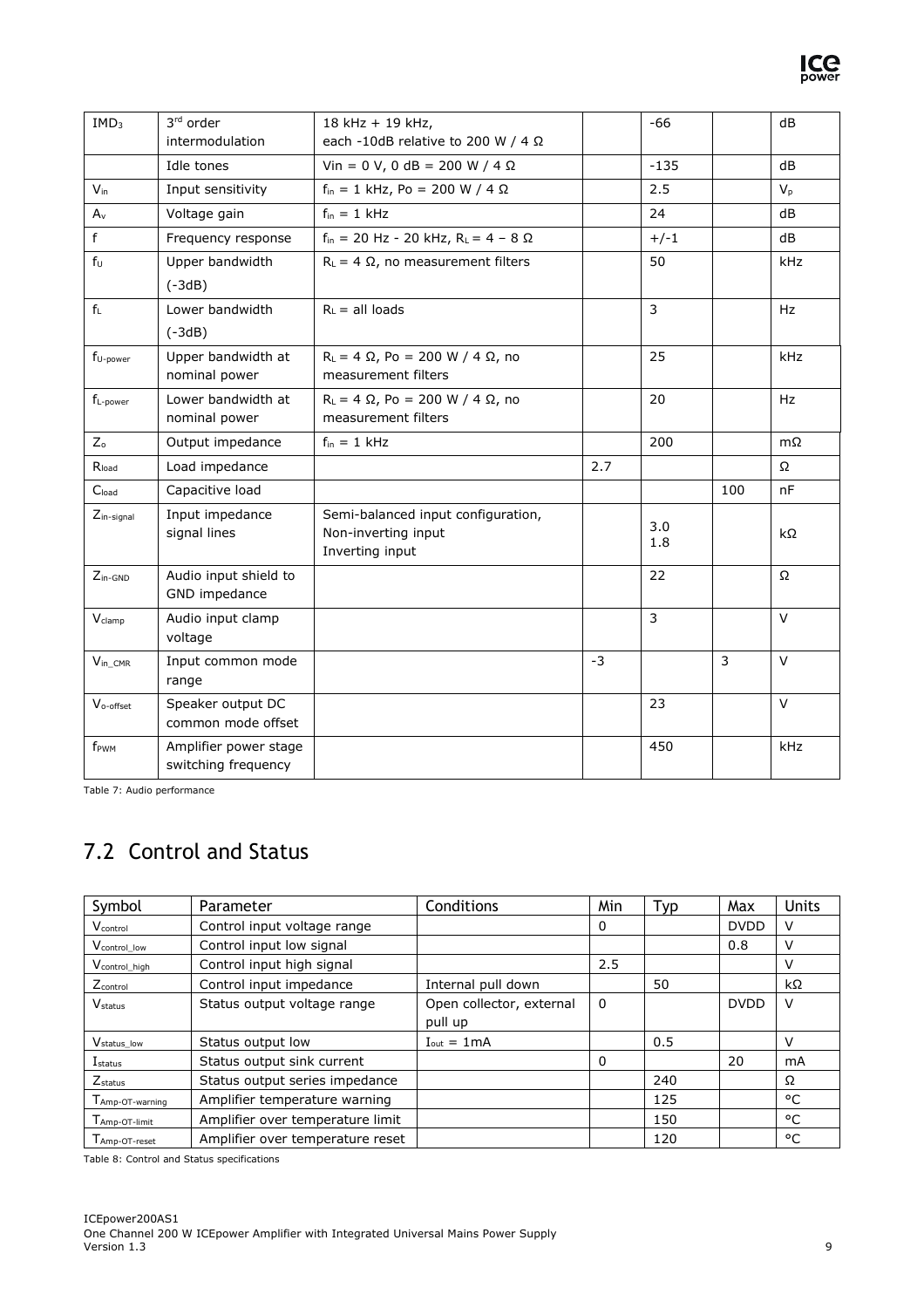| $IMD_3$ | 3[rd] order intermodulation | 18 kHz + 19 kHz, each -10dB relative to 200 W / 4 Ω | | -66 | | dB |
|---|---|---|---|---|---|---|
| | Idle tones | Vin = 0 V, 0 dB = 200 W / 4 Ω | | -135 | | dB |
| $V_{in}$ | Input sensitivity | $f_{in}$ = 1 kHz, Po = 200 W / 4 Ω | | 2.5 | | $V_p$ |
| $A_v$ | Voltage gain | $f_{in}$ = 1 kHz | | 24 | | dB |
| f | Frequency response | $f_{in}$ = 20 Hz - 20 kHz, $R_L$ = 4 – 8 Ω | | +/-1 | | dB |
| $f_U$ | Upper bandwidth (-3dB) | $R_L$ = 4 Ω, no measurement filters | | 50 | | kHz |
| $f_L$ | Lower bandwidth (-3dB) | $R_L$ = all loads | | 3 | | Hz |
| $f_{U\text{-}power}$ | Upper bandwidth at nominal power | $R_L$ = 4 Ω, Po = 200 W / 4 Ω, no measurement filters | | 25 | | kHz |
| $f_{L\text{-}power}$ | Lower bandwidth at nominal power | $R_L$ = 4 Ω, Po = 200 W / 4 Ω, no measurement filters | | 20 | | Hz |
| $Z_o$ | Output impedance | $f_{in}$ = 1 kHz | | 200 | | mΩ |
| $R_{load}$ | Load impedance | | 2.7 | | | Ω |
| $C_{load}$ | Capacitive load | | | | 100 | nF |
| $Z_{in\text{-}signal}$ | Input impedance signal lines | Semi-balanced input configuration, Non-inverting input Inverting input | | 3.0 1.8 | | kΩ |
| $Z_{in\text{-}GND}$ | Audio input shield to GND impedance | | | 22 | | Ω |
| $V_{clamp}$ | Audio input clamp voltage | | | 3 | | V |
| $V_{in\_CMR}$ | Input common mode range | | -3 | | 3 | V |
| $V_{o\text{-}offset}$ | Speaker output DC common mode offset | | | 23 | | V |
| $f_{PWM}$ | Amplifier power stage switching frequency | | | 450 | | kHz |

Table 7: Audio performance

## 7.2 Control and Status

| Symbol | Parameter | Conditions | Min | Typ | Max | Units |
|---|---|---|---|---|---|---|
| $V_{control}$ | Control input voltage range | | 0 | | DVDD | V |
| $V_{control\_low}$ | Control input low signal | | | | 0.8 | V |
| $V_{control\_high}$ | Control input high signal | | 2.5 | | | V |
| $Z_{control}$ | Control input impedance | Internal pull down | | 50 | | kΩ |
| $V_{status}$ | Status output voltage range | Open collector, external pull up | 0 | | DVDD | V |
| $V_{status\_low}$ | Status output low | $I_{out}$ = 1mA | | 0.5 | | V |
| $I_{status}$ | Status output sink current | | 0 | | 20 | mA |
| $Z_{status}$ | Status output series impedance | | | 240 | | Ω |
| $T_{Amp\text{-}OT\text{-}warning}$ | Amplifier temperature warning | | | 125 | | °C |
| $T_{Amp\text{-}OT\text{-}limit}$ | Amplifier over temperature limit | | | 150 | | °C |
| $T_{Amp\text{-}OT\text{-}reset}$ | Amplifier over temperature reset | | | 120 | | °C |

Table 8: Control and Status specifications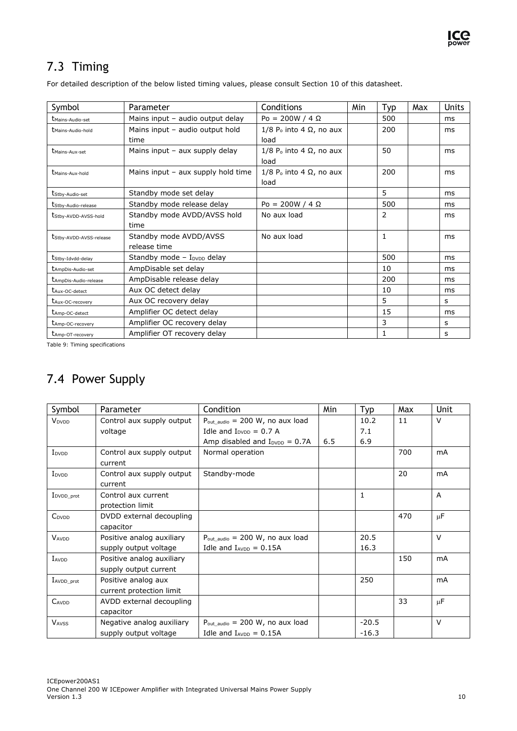## 7.3 Timing

For detailed description of the below listed timing values, please consult Section 10 of this datasheet.

| Symbol | Parameter | Conditions | Min | Typ | Max | Units |
|---|---|---|---|---|---|---|
| $t_{Mains\text{-}Audio\text{-}set}$ | Mains input – audio output delay | Po = 200W / 4 Ω | | 500 | | ms |
| $t_{Mains\text{-}Audio\text{-}hold}$ | Mains input – audio output hold time | 1/8 $P_o$ into 4 Ω, no aux load | | 200 | | ms |
| $t_{Mains\text{-}Aux\text{-}set}$ | Mains input – aux supply delay | 1/8 $P_o$ into 4 Ω, no aux load | | 50 | | ms |
| $t_{Mains\text{-}Aux\text{-}hold}$ | Mains input – aux supply hold time | 1/8 $P_o$ into 4 Ω, no aux load | | 200 | | ms |
| $t_{Stby\text{-}Audio\text{-}set}$ | Standby mode set delay | | | 5 | | ms |
| $t_{Stby\text{-}Audio\text{-}release}$ | Standby mode release delay | Po = 200W / 4 Ω | | 500 | | ms |
| $t_{Stby\text{-}AVDD\text{-}AVSS\text{-}hold}$ | Standby mode AVDD/AVSS hold time | No aux load | | 2 | | ms |
| $t_{Stby\text{-}AVDD\text{-}AVSS\text{-}release}$ | Standby mode AVDD/AVSS release time | No aux load | | 1 | | ms |
| $t_{Stby\text{-}Idvdd\text{-}delay}$ | Standby mode – $I_{DVDD}$ delay | | | 500 | | ms |
| $t_{AmpDis\text{-}Audio\text{-}set}$ | AmpDisable set delay | | | 10 | | ms |
| $t_{AmpDis\text{-}Audio\text{-}release}$ | AmpDisable release delay | | | 200 | | ms |
| $t_{Aux\text{-}OC\text{-}detect}$ | Aux OC detect delay | | | 10 | | ms |
| $t_{Aux\text{-}OC\text{-}recovery}$ | Aux OC recovery delay | | | 5 | | s |
| $t_{Amp\text{-}OC\text{-}detect}$ | Amplifier OC detect delay | | | 15 | | ms |
| $t_{Amp\text{-}OC\text{-}recovery}$ | Amplifier OC recovery delay | | | 3 | | s |
| $t_{Amp\text{-}OT\text{-}recovery}$ | Amplifier OT recovery delay | | | 1 | | s |

Table 9: Timing specifications

## 7.4 Power Supply

| Symbol | Parameter | Condition | Min | Typ | Max | Unit |
|---|---|---|---|---|---|---|
| $V_{DVDD}$ | Control aux supply output voltage | $P_{out\_audio}$ = 200 W, no aux load | | 10.2 | 11 | V |
| | | Idle and $I_{DVDD}$ = 0.7 A | | 7.1 | | |
| | | Amp disabled and $I_{DVDD}$ = 0.7A | 6.5 | 6.9 | | |
| $I_{DVDD}$ | Control aux supply output current | Normal operation | | | 700 | mA |
| $I_{DVDD}$ | Control aux supply output current | Standby-mode | | | 20 | mA |
| $I_{DVDD\_prot}$ | Control aux current protection limit | | | 1 | | A |
| $C_{DVDD}$ | DVDD external decoupling capacitor | | | | 470 | μF |
| $V_{AVDD}$ | Positive analog auxiliary supply output voltage | $P_{out\_audio}$ = 200 W, no aux load | | 20.5 | | V |
| | | Idle and $I_{AVDD}$ = 0.15A | | 16.3 | | |
| $I_{AVDD}$ | Positive analog auxiliary supply output current | | | | 150 | mA |
| $I_{AVDD\_prot}$ | Positive analog aux current protection limit | | | 250 | | mA |
| $C_{AVDD}$ | AVDD external decoupling capacitor | | | | 33 | μF |
| $V_{AVSS}$ | Negative analog auxiliary supply output voltage | $P_{out\_audio}$ = 200 W, no aux load | | -20.5 | | V |
| | | Idle and $I_{AVDD}$ = 0.15A | | -16.3 | | |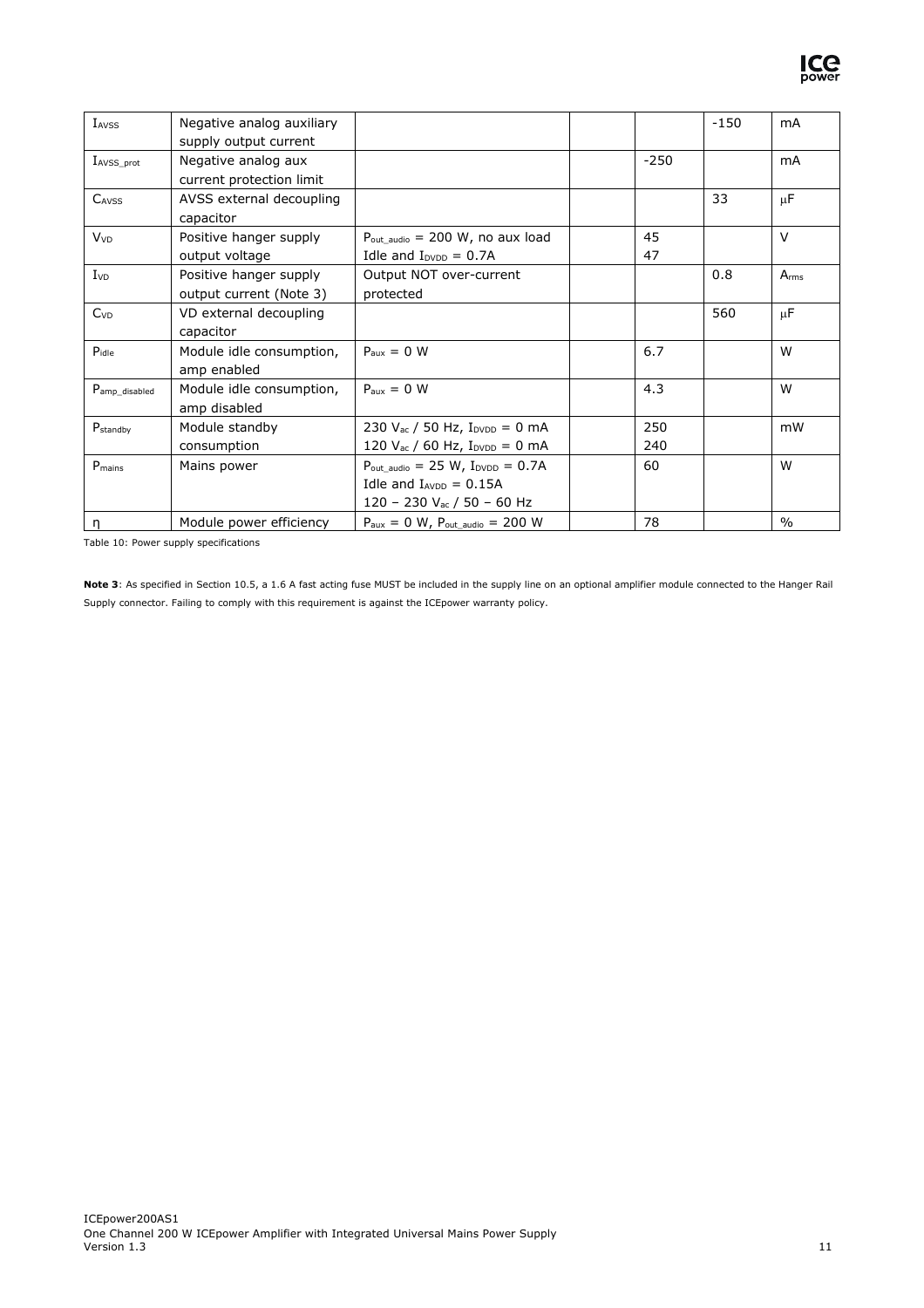| | | | | | | |
|---|---|---|---|---|---|---|
| $I_{AVSS}$ | Negative analog auxiliary supply output current | | | | -150 | mA |
| $I_{AVSS\_prot}$ | Negative analog aux current protection limit | | | -250 | | mA |
| $C_{AVSS}$ | AVSS external decoupling capacitor | | | | 33 | μF |
| $V_{VD}$ | Positive hanger supply output voltage | $P_{out\_audio}$ = 200 W, no aux load<br>Idle and $I_{DVDD}$ = 0.7A | | 45<br>47 | | V |
| $I_{VD}$ | Positive hanger supply output current (Note 3) | Output NOT over-current protected | | | 0.8 | $A_{rms}$ |
| $C_{VD}$ | VD external decoupling capacitor | | | | 560 | μF |
| $P_{idle}$ | Module idle consumption, amp enabled | $P_{aux}$ = 0 W | | 6.7 | | W |
| $P_{amp\_disabled}$ | Module idle consumption, amp disabled | $P_{aux}$ = 0 W | | 4.3 | | W |
| $P_{standby}$ | Module standby consumption | 230 $V_{ac}$ / 50 Hz, $I_{DVDD}$ = 0 mA<br>120 $V_{ac}$ / 60 Hz, $I_{DVDD}$ = 0 mA | | 250<br>240 | | mW |
| $P_{mains}$ | Mains power | $P_{out\_audio}$ = 25 W, $I_{DVDD}$ = 0.7A<br>Idle and $I_{AVDD}$ = 0.15A<br>120 – 230 $V_{ac}$ / 50 – 60 Hz | | 60 | | W |
| η | Module power efficiency | $P_{aux}$ = 0 W, $P_{out\_audio}$ = 200 W | | 78 | | % |

Table 10: Power supply specifications

**Note 3**: As specified in Section 10.5, a 1.6 A fast acting fuse MUST be included in the supply line on an optional amplifier module connected to the Hanger Rail Supply connector. Failing to comply with this requirement is against the ICEpower warranty policy.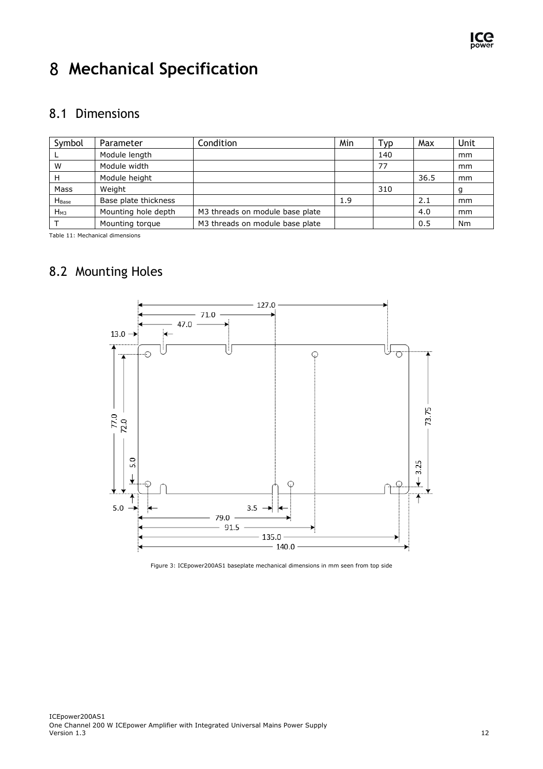# 8 Mechanical Specification

## 8.1 Dimensions

| Symbol | Parameter | Condition | Min | Typ | Max | Unit |
|---|---|---|---|---|---|---|
| L | Module length | | | 140 | | mm |
| W | Module width | | | 77 | | mm |
| H | Module height | | | | 36.5 | mm |
| Mass | Weight | | | 310 | | g |
| $H_{Base}$ | Base plate thickness | | 1.9 | | 2.1 | mm |
| $H_{M3}$ | Mounting hole depth | M3 threads on module base plate | | | 4.0 | mm |
| T | Mounting torque | M3 threads on module base plate | | | 0.5 | Nm |

Table 11: Mechanical dimensions

## 8.2 Mounting Holes

Figure 3: ICEpower200AS1 baseplate mechanical dimensions in mm seen from top side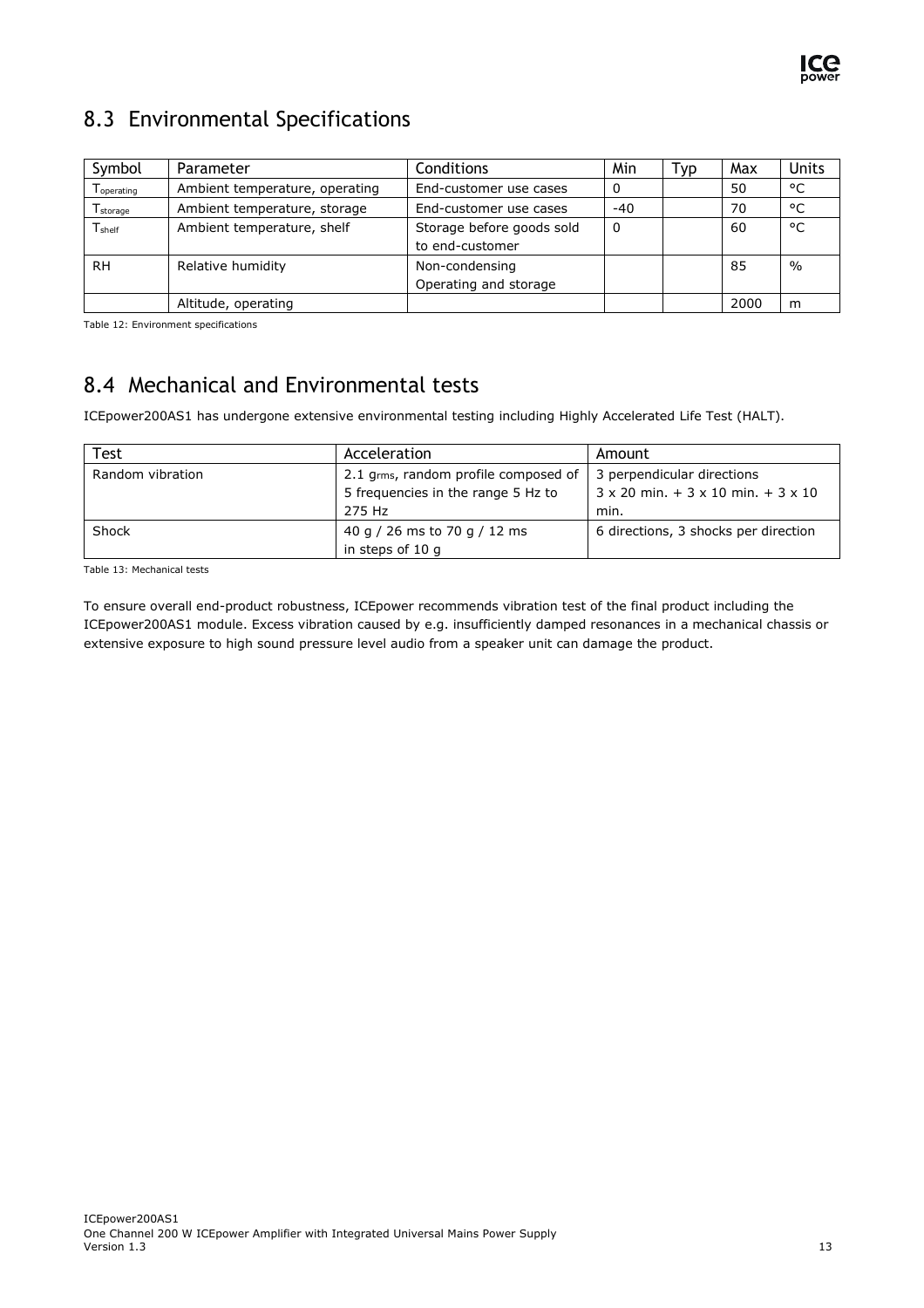## 8.3 Environmental Specifications

| Symbol | Parameter | Conditions | Min | Typ | Max | Units |
|---|---|---|---|---|---|---|
| $T_{operating}$ | Ambient temperature, operating | End-customer use cases | 0 | | 50 | °C |
| $T_{storage}$ | Ambient temperature, storage | End-customer use cases | -40 | | 70 | °C |
| $T_{shelf}$ | Ambient temperature, shelf | Storage before goods sold to end-customer | 0 | | 60 | °C |
| RH | Relative humidity | Non-condensing Operating and storage | | | 85 | % |
| | Altitude, operating | | | | 2000 | m |

Table 12: Environment specifications

## 8.4 Mechanical and Environmental tests

ICEpower200AS1 has undergone extensive environmental testing including Highly Accelerated Life Test (HALT).

| Test | Acceleration | Amount |
|---|---|---|
| Random vibration | 2.1 $g_{rms}$, random profile composed of 5 frequencies in the range 5 Hz to 275 Hz | 3 perpendicular directions 3 x 20 min. + 3 x 10 min. + 3 x 10 min. |
| Shock | 40 g / 26 ms to 70 g / 12 ms in steps of 10 g | 6 directions, 3 shocks per direction |

Table 13: Mechanical tests

To ensure overall end-product robustness, ICEpower recommends vibration test of the final product including the ICEpower200AS1 module. Excess vibration caused by e.g. insufficiently damped resonances in a mechanical chassis or extensive exposure to high sound pressure level audio from a speaker unit can damage the product.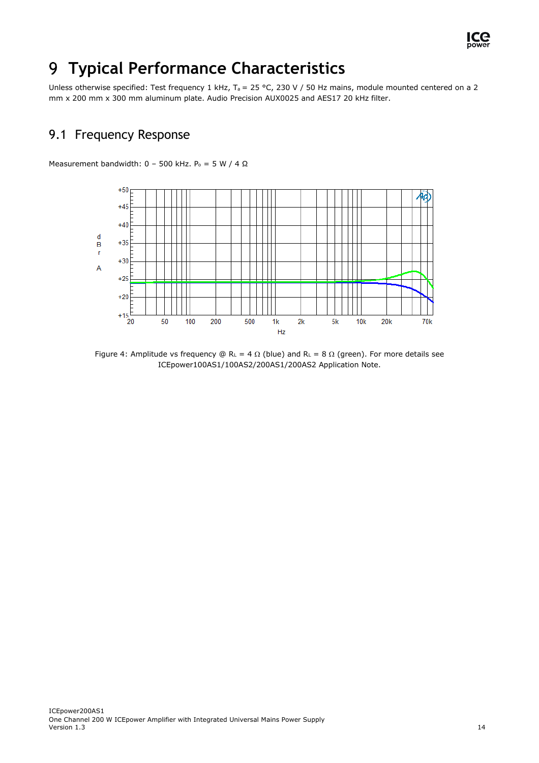// Note: the frequency-response chart is omitted because no image was detected on this page; only its caption is kept.

# 9 Typical Performance Characteristics

Unless otherwise specified: Test frequency 1 kHz, $T_a$ = 25 °C, 230 V / 50 Hz mains, module mounted centered on a 2 mm x 200 mm x 300 mm aluminum plate. Audio Precision AUX0025 and AES17 20 kHz filter.

## 9.1 Frequency Response

Measurement bandwidth: 0 – 500 kHz. $P_o$ = 5 W / 4 Ω

Figure 4: Amplitude vs frequency @ $R_L$ = 4 Ω (blue) and $R_L$ = 8 Ω (green). For more details see ICEpower100AS1/100AS2/200AS1/200AS2 Application Note.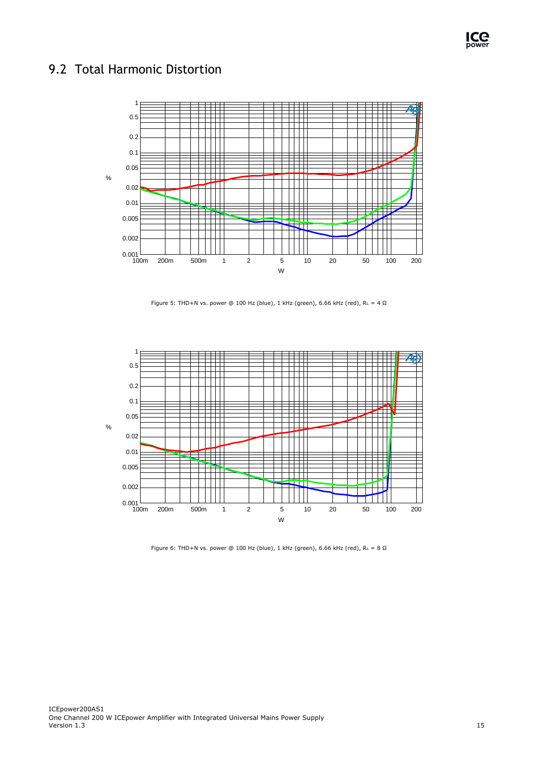## 9.2 Total Harmonic Distortion

Figure 5: THD+N vs. power @ 100 Hz (blue), 1 kHz (green), 6.66 kHz (red), $R_L$ = 4 Ω

Figure 6: THD+N vs. power @ 100 Hz (blue), 1 kHz (green), 6.66 kHz (red), $R_L$ = 8 Ω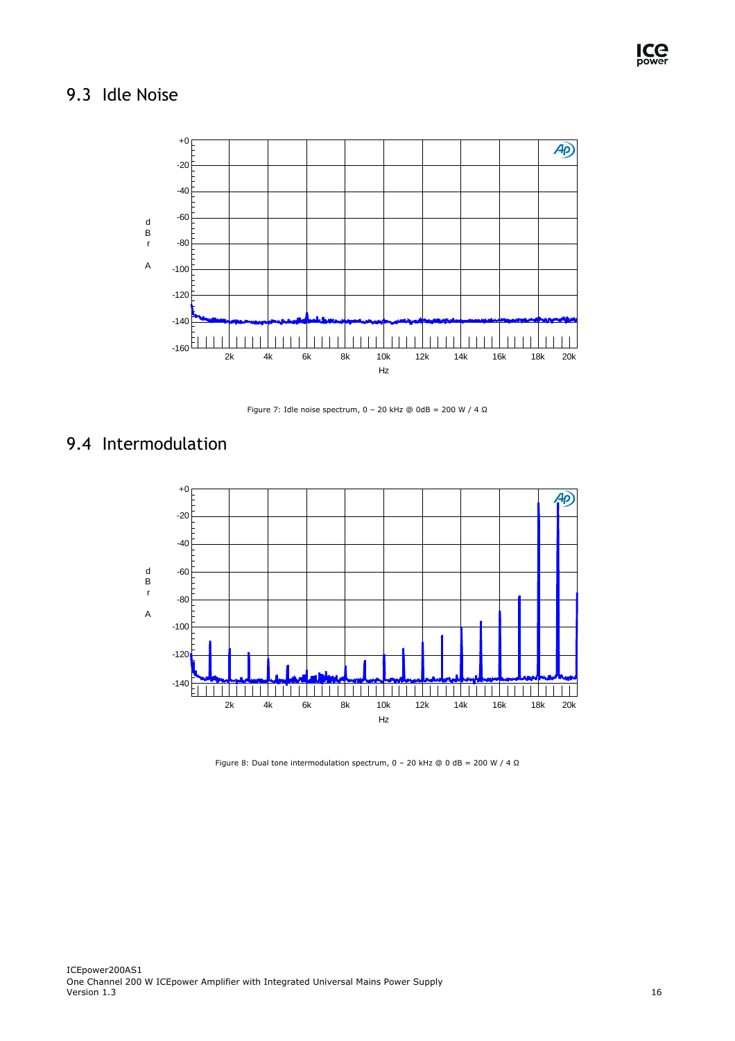## 9.3 Idle Noise

Figure 7: Idle noise spectrum, 0 – 20 kHz @ 0dB = 200 W / 4 Ω

## 9.4 Intermodulation

Figure 8: Dual tone intermodulation spectrum, 0 – 20 kHz @ 0 dB = 200 W / 4 Ω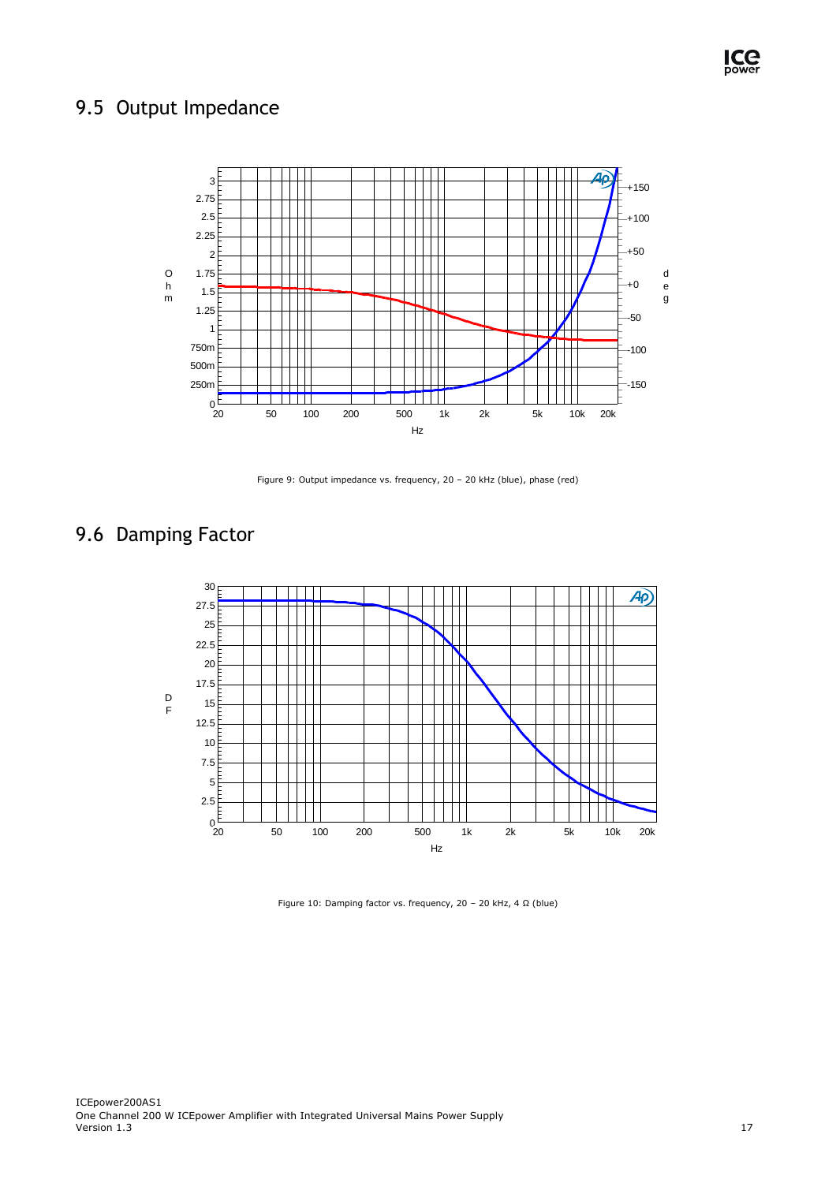## 9.5 Output Impedance

Figure 9: Output impedance vs. frequency, 20 – 20 kHz (blue), phase (red)

## 9.6 Damping Factor

Figure 10: Damping factor vs. frequency, 20 – 20 kHz, 4 Ω (blue)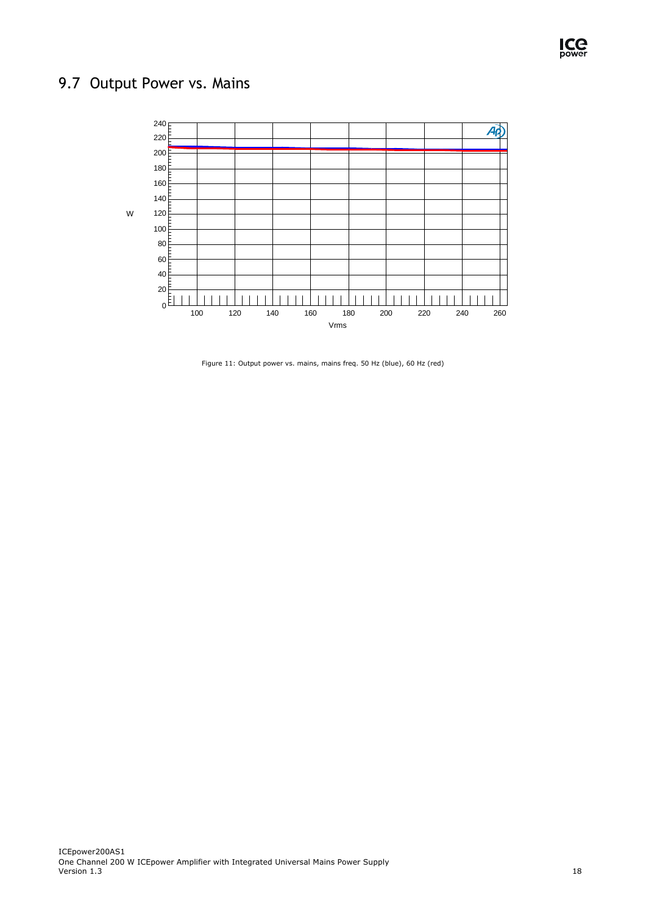## 9.7 Output Power vs. Mains

Figure 11: Output power vs. mains, mains freq. 50 Hz (blue), 60 Hz (red)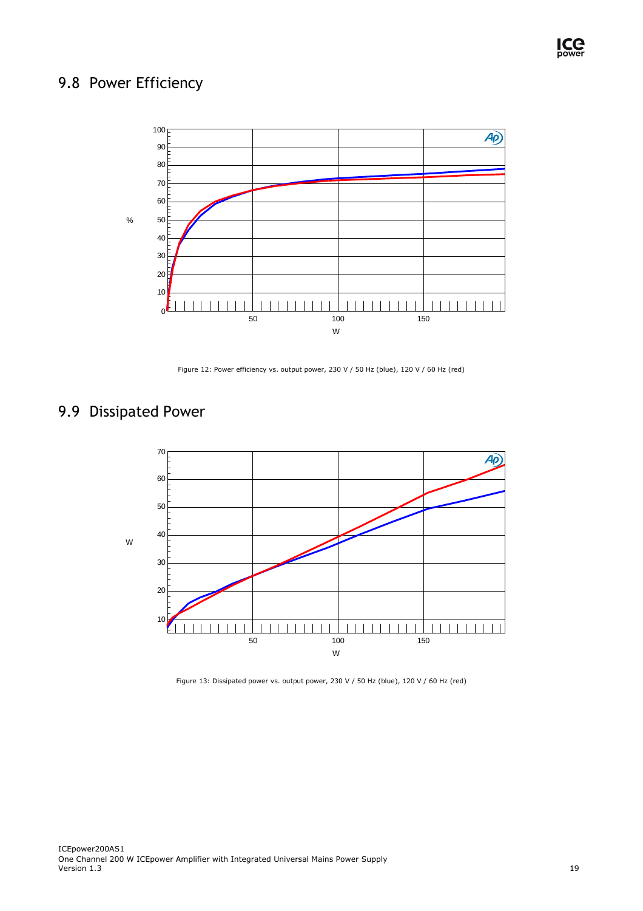## 9.8 Power Efficiency

Figure 12: Power efficiency vs. output power, 230 V / 50 Hz (blue), 120 V / 60 Hz (red)

## 9.9 Dissipated Power

Figure 13: Dissipated power vs. output power, 230 V / 50 Hz (blue), 120 V / 60 Hz (red)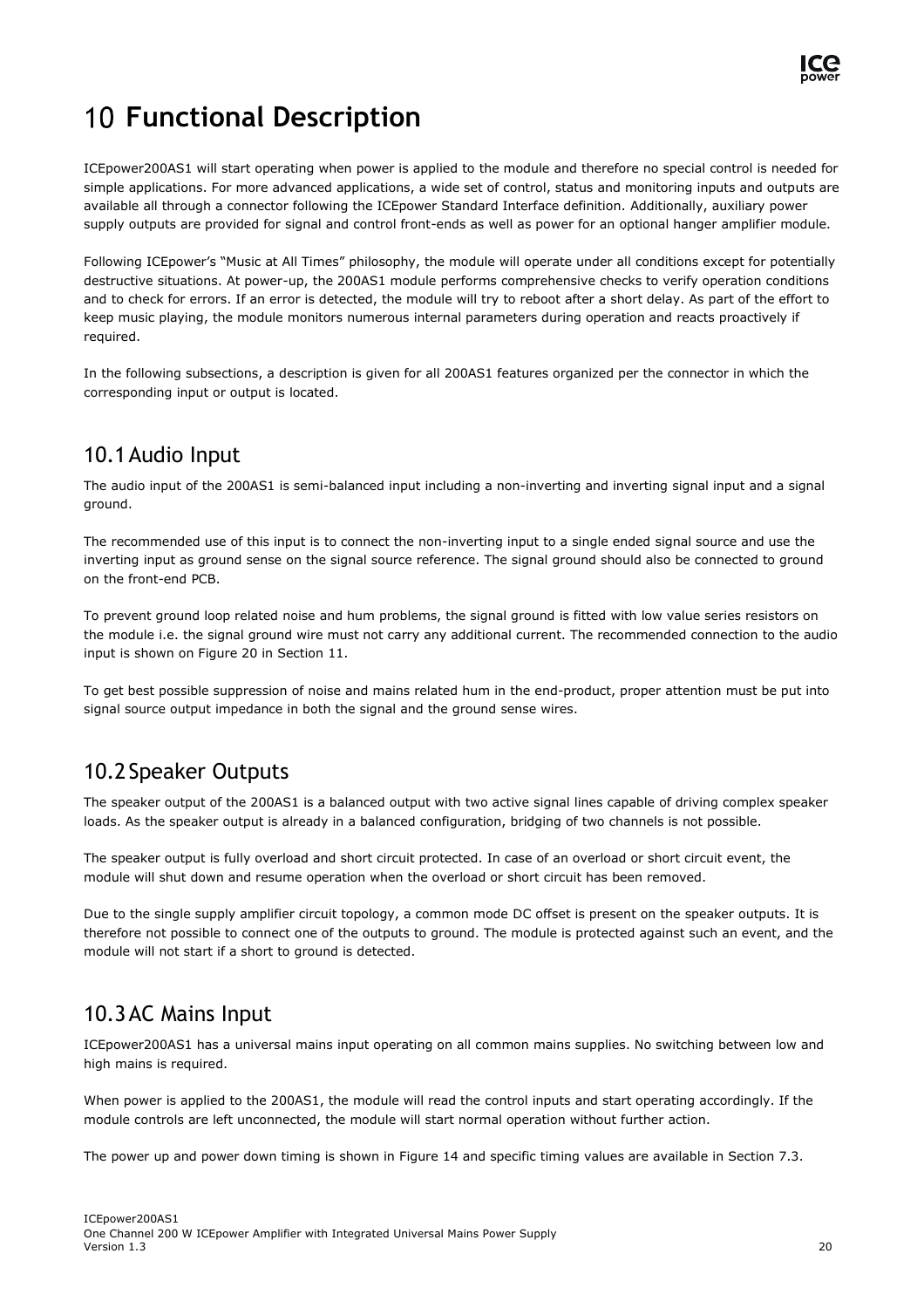// Note: page header logo and footer (document title, version, page number) omitted per rules.
# 10 Functional Description

ICEpower200AS1 will start operating when power is applied to the module and therefore no special control is needed for simple applications. For more advanced applications, a wide set of control, status and monitoring inputs and outputs are available all through a connector following the ICEpower Standard Interface definition. Additionally, auxiliary power supply outputs are provided for signal and control front-ends as well as power for an optional hanger amplifier module.

Following ICEpower's "Music at All Times" philosophy, the module will operate under all conditions except for potentially destructive situations. At power-up, the 200AS1 module performs comprehensive checks to verify operation conditions and to check for errors. If an error is detected, the module will try to reboot after a short delay. As part of the effort to keep music playing, the module monitors numerous internal parameters during operation and reacts proactively if required.

In the following subsections, a description is given for all 200AS1 features organized per the connector in which the corresponding input or output is located.

## 10.1 Audio Input

The audio input of the 200AS1 is semi-balanced input including a non-inverting and inverting signal input and a signal ground.

The recommended use of this input is to connect the non-inverting input to a single ended signal source and use the inverting input as ground sense on the signal source reference. The signal ground should also be connected to ground on the front-end PCB.

To prevent ground loop related noise and hum problems, the signal ground is fitted with low value series resistors on the module i.e. the signal ground wire must not carry any additional current. The recommended connection to the audio input is shown on Figure 20 in Section 11.

To get best possible suppression of noise and mains related hum in the end-product, proper attention must be put into signal source output impedance in both the signal and the ground sense wires.

## 10.2 Speaker Outputs

The speaker output of the 200AS1 is a balanced output with two active signal lines capable of driving complex speaker loads. As the speaker output is already in a balanced configuration, bridging of two channels is not possible.

The speaker output is fully overload and short circuit protected. In case of an overload or short circuit event, the module will shut down and resume operation when the overload or short circuit has been removed.

Due to the single supply amplifier circuit topology, a common mode DC offset is present on the speaker outputs. It is therefore not possible to connect one of the outputs to ground. The module is protected against such an event, and the module will not start if a short to ground is detected.

## 10.3 AC Mains Input

ICEpower200AS1 has a universal mains input operating on all common mains supplies. No switching between low and high mains is required.

When power is applied to the 200AS1, the module will read the control inputs and start operating accordingly. If the module controls are left unconnected, the module will start normal operation without further action.

The power up and power down timing is shown in Figure 14 and specific timing values are available in Section 7.3.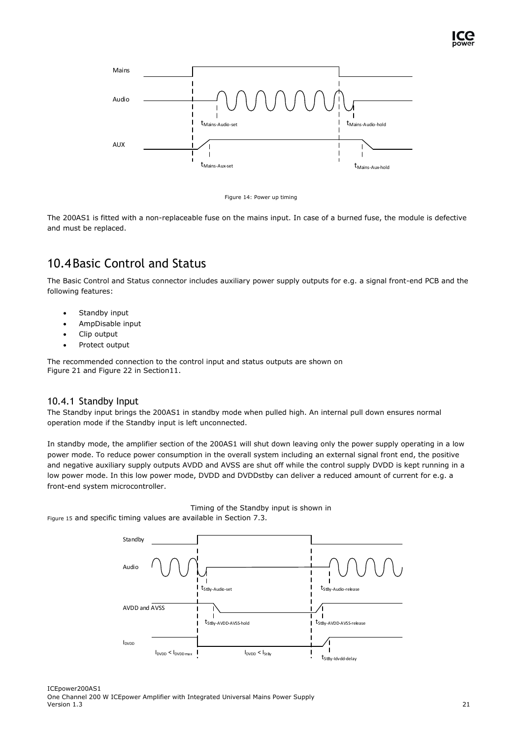Figure 14: Power up timing

The 200AS1 is fitted with a non-replaceable fuse on the mains input. In case of a burned fuse, the module is defective and must be replaced.

## 10.4 Basic Control and Status

The Basic Control and Status connector includes auxiliary power supply outputs for e.g. a signal front-end PCB and the following features:

- Standby input
- AmpDisable input
- Clip output
- Protect output

The recommended connection to the control input and status outputs are shown on Figure 21 and Figure 22 in Section11.

### 10.4.1 Standby Input

The Standby input brings the 200AS1 in standby mode when pulled high. An internal pull down ensures normal operation mode if the Standby input is left unconnected.

In standby mode, the amplifier section of the 200AS1 will shut down leaving only the power supply operating in a low power mode. To reduce power consumption in the overall system including an external signal front end, the positive and negative auxiliary supply outputs AVDD and AVSS are shut off while the control supply DVDD is kept running in a low power mode. In this low power mode, DVDD and DVDDstby can deliver a reduced amount of current for e.g. a front-end system microcontroller.

Timing of the Standby input is shown in Figure 15 and specific timing values are available in Section 7.3.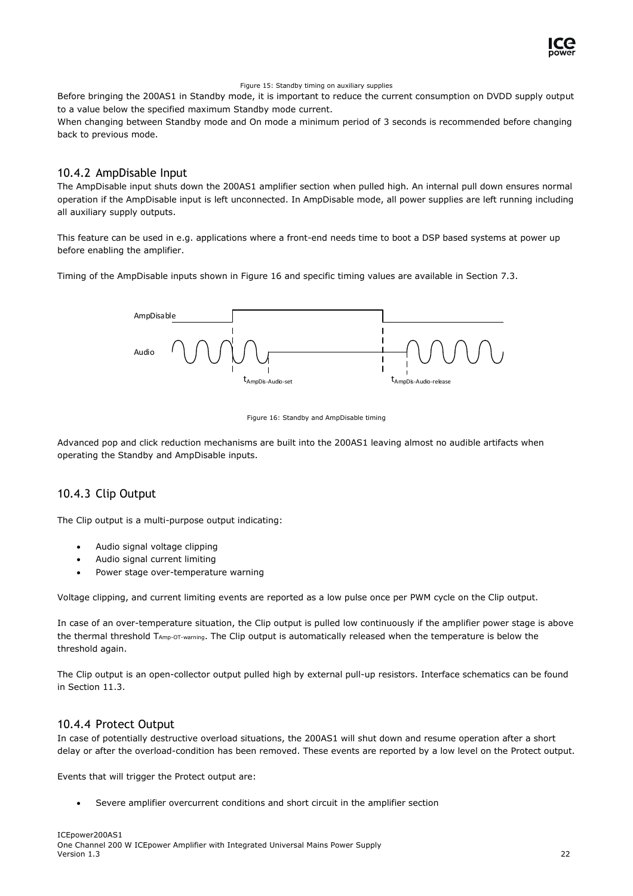Figure 15: Standby timing on auxiliary supplies

Before bringing the 200AS1 in Standby mode, it is important to reduce the current consumption on DVDD supply output to a value below the specified maximum Standby mode current.
When changing between Standby mode and On mode a minimum period of 3 seconds is recommended before changing back to previous mode.

### 10.4.2 AmpDisable Input

The AmpDisable input shuts down the 200AS1 amplifier section when pulled high. An internal pull down ensures normal operation if the AmpDisable input is left unconnected. In AmpDisable mode, all power supplies are left running including all auxiliary supply outputs.

This feature can be used in e.g. applications where a front-end needs time to boot a DSP based systems at power up before enabling the amplifier.

Timing of the AmpDisable inputs shown in Figure 16 and specific timing values are available in Section 7.3.

Figure 16: Standby and AmpDisable timing

Advanced pop and click reduction mechanisms are built into the 200AS1 leaving almost no audible artifacts when operating the Standby and AmpDisable inputs.

### 10.4.3 Clip Output

The Clip output is a multi-purpose output indicating:

- Audio signal voltage clipping
- Audio signal current limiting
- Power stage over-temperature warning

Voltage clipping, and current limiting events are reported as a low pulse once per PWM cycle on the Clip output.

In case of an over-temperature situation, the Clip output is pulled low continuously if the amplifier power stage is above the thermal threshold $T_{Amp\text{-}OT\text{-}warning}$. The Clip output is automatically released when the temperature is below the threshold again.

The Clip output is an open-collector output pulled high by external pull-up resistors. Interface schematics can be found in Section 11.3.

### 10.4.4 Protect Output

In case of potentially destructive overload situations, the 200AS1 will shut down and resume operation after a short delay or after the overload-condition has been removed. These events are reported by a low level on the Protect output.

Events that will trigger the Protect output are:

- Severe amplifier overcurrent conditions and short circuit in the amplifier section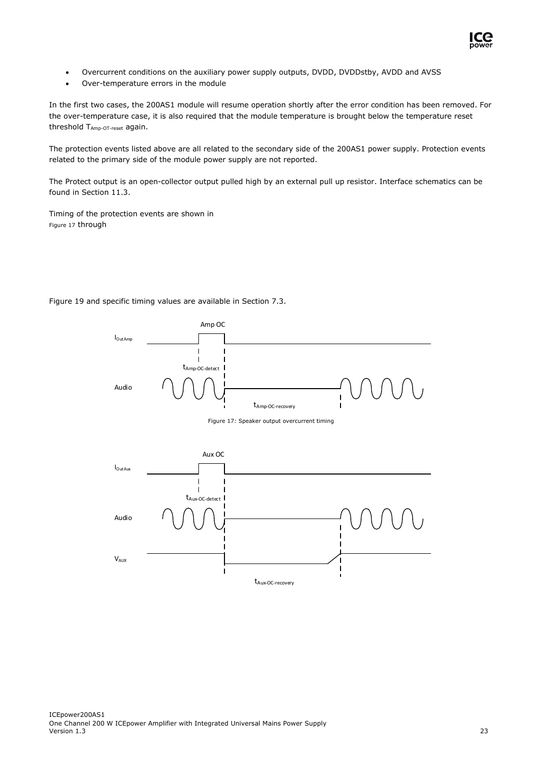- Overcurrent conditions on the auxiliary power supply outputs, DVDD, DVDDstby, AVDD and AVSS
- Over-temperature errors in the module

In the first two cases, the 200AS1 module will resume operation shortly after the error condition has been removed. For the over-temperature case, it is also required that the module temperature is brought below the temperature reset threshold $T_{Amp\text{-}OT\text{-}reset}$ again.

The protection events listed above are all related to the secondary side of the 200AS1 power supply. Protection events related to the primary side of the module power supply are not reported.

The Protect output is an open-collector output pulled high by an external pull up resistor. Interface schematics can be found in Section 11.3.

Timing of the protection events are shown in Figure 17 through

Figure 19 and specific timing values are available in Section 7.3.

Figure 17: Speaker output overcurrent timing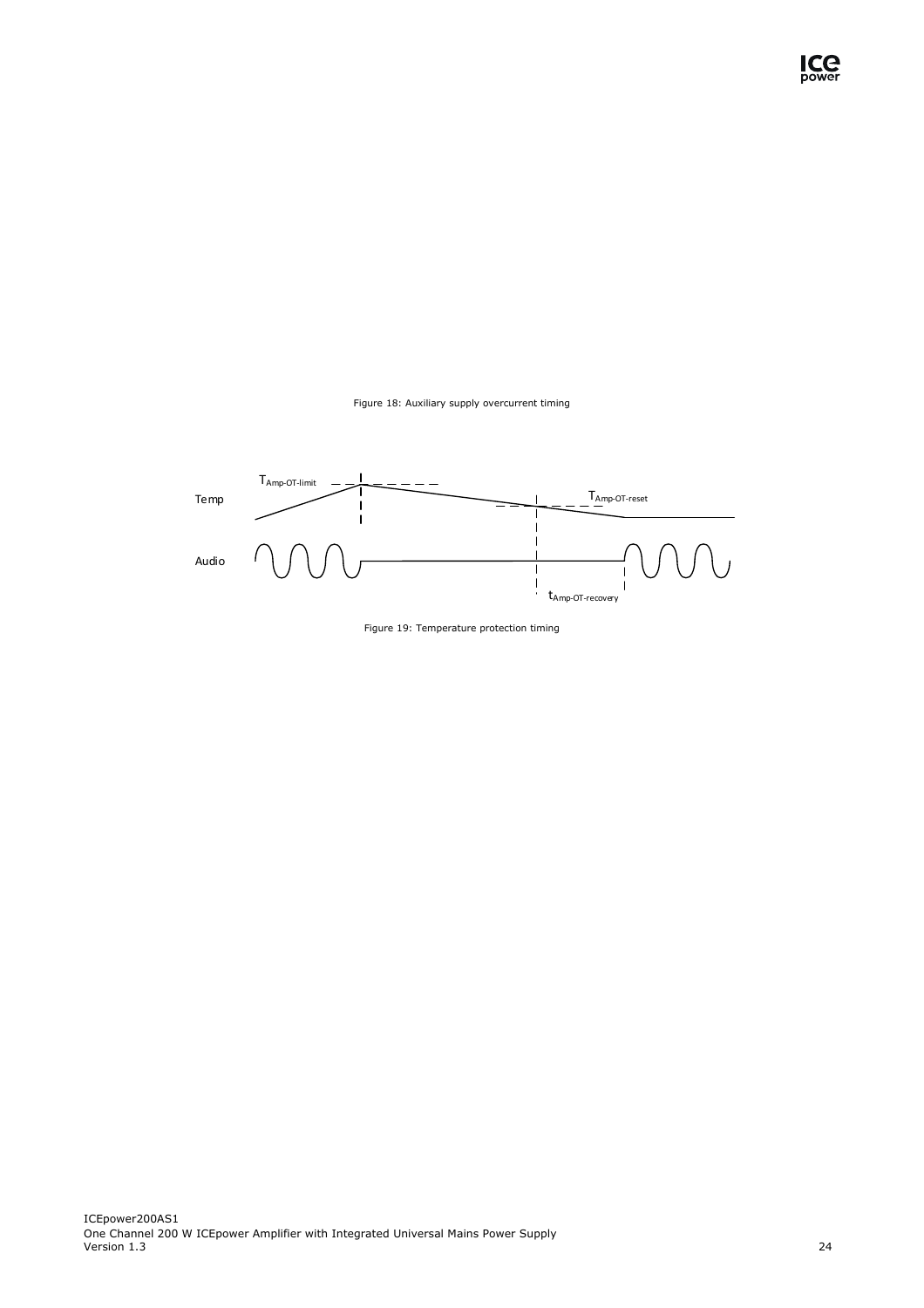Figure 18: Auxiliary supply overcurrent timing

Figure 19: Temperature protection timing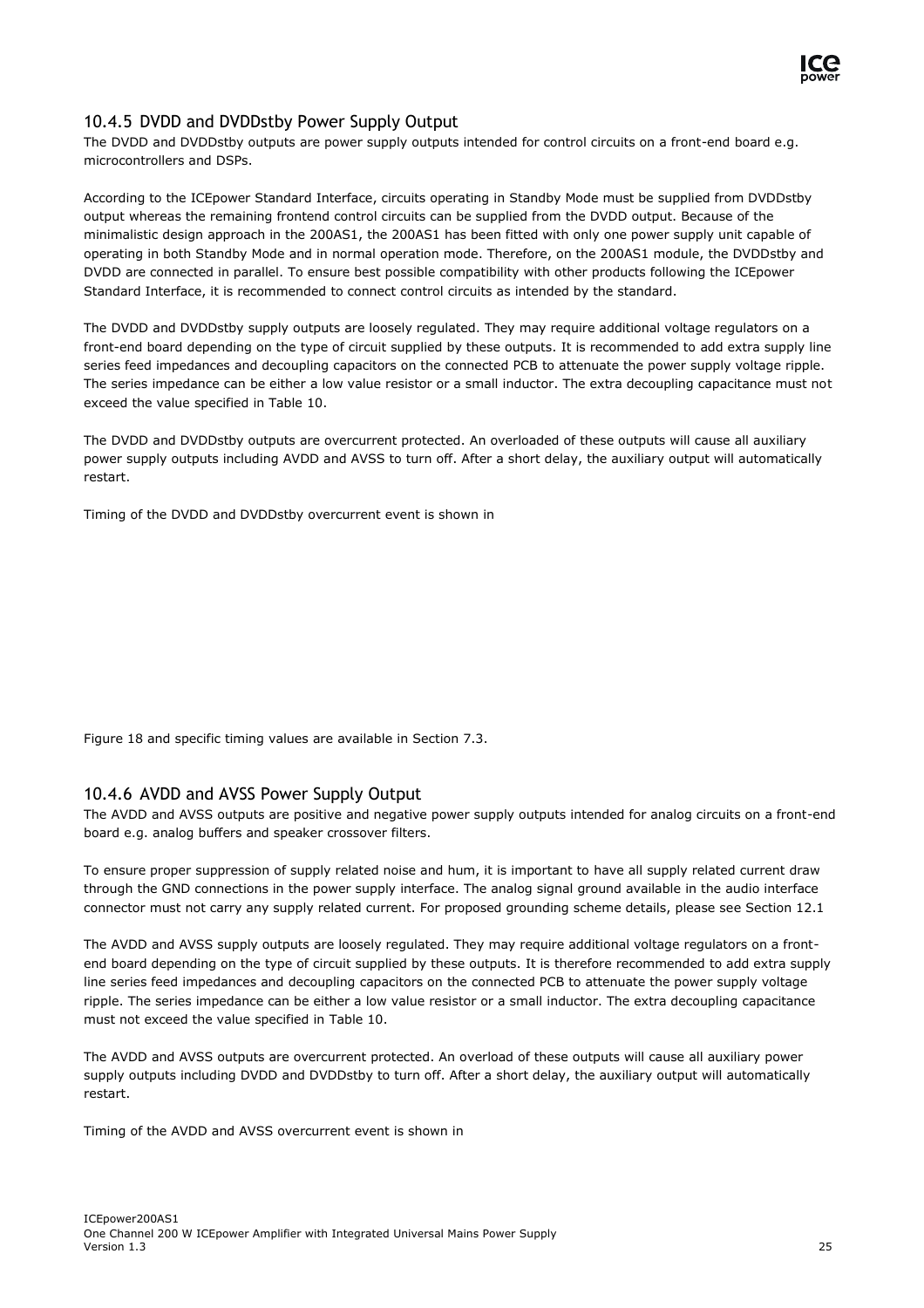### 10.4.5 DVDD and DVDDstby Power Supply Output

The DVDD and DVDDstby outputs are power supply outputs intended for control circuits on a front-end board e.g. microcontrollers and DSPs.

According to the ICEpower Standard Interface, circuits operating in Standby Mode must be supplied from DVDDstby output whereas the remaining frontend control circuits can be supplied from the DVDD output. Because of the minimalistic design approach in the 200AS1, the 200AS1 has been fitted with only one power supply unit capable of operating in both Standby Mode and in normal operation mode. Therefore, on the 200AS1 module, the DVDDstby and DVDD are connected in parallel. To ensure best possible compatibility with other products following the ICEpower Standard Interface, it is recommended to connect control circuits as intended by the standard.

The DVDD and DVDDstby supply outputs are loosely regulated. They may require additional voltage regulators on a front-end board depending on the type of circuit supplied by these outputs. It is recommended to add extra supply line series feed impedances and decoupling capacitors on the connected PCB to attenuate the power supply voltage ripple. The series impedance can be either a low value resistor or a small inductor. The extra decoupling capacitance must not exceed the value specified in Table 10.

The DVDD and DVDDstby outputs are overcurrent protected. An overloaded of these outputs will cause all auxiliary power supply outputs including AVDD and AVSS to turn off. After a short delay, the auxiliary output will automatically restart.

Timing of the DVDD and DVDDstby overcurrent event is shown in

Figure 18 and specific timing values are available in Section 7.3.

### 10.4.6 AVDD and AVSS Power Supply Output

The AVDD and AVSS outputs are positive and negative power supply outputs intended for analog circuits on a front-end board e.g. analog buffers and speaker crossover filters.

To ensure proper suppression of supply related noise and hum, it is important to have all supply related current draw through the GND connections in the power supply interface. The analog signal ground available in the audio interface connector must not carry any supply related current. For proposed grounding scheme details, please see Section 12.1

The AVDD and AVSS supply outputs are loosely regulated. They may require additional voltage regulators on a front-end board depending on the type of circuit supplied by these outputs. It is therefore recommended to add extra supply line series feed impedances and decoupling capacitors on the connected PCB to attenuate the power supply voltage ripple. The series impedance can be either a low value resistor or a small inductor. The extra decoupling capacitance must not exceed the value specified in Table 10.

The AVDD and AVSS outputs are overcurrent protected. An overload of these outputs will cause all auxiliary power supply outputs including DVDD and DVDDstby to turn off. After a short delay, the auxiliary output will automatically restart.

Timing of the AVDD and AVSS overcurrent event is shown in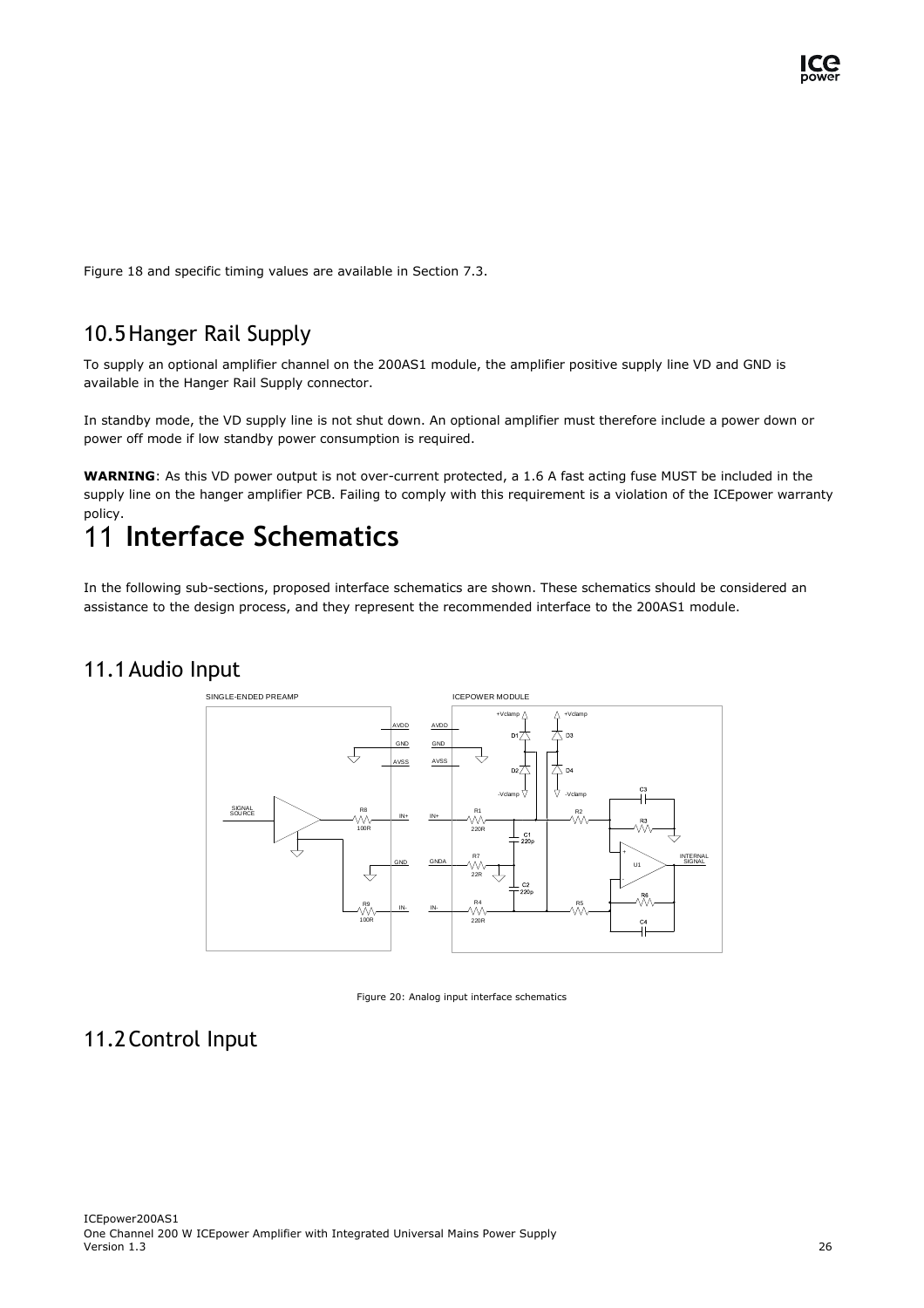Figure 18 and specific timing values are available in Section 7.3.

## 10.5 Hanger Rail Supply

To supply an optional amplifier channel on the 200AS1 module, the amplifier positive supply line VD and GND is available in the Hanger Rail Supply connector.

In standby mode, the VD supply line is not shut down. An optional amplifier must therefore include a power down or power off mode if low standby power consumption is required.

**WARNING**: As this VD power output is not over-current protected, a 1.6 A fast acting fuse MUST be included in the supply line on the hanger amplifier PCB. Failing to comply with this requirement is a violation of the ICEpower warranty policy.

# 11 Interface Schematics

In the following sub-sections, proposed interface schematics are shown. These schematics should be considered an assistance to the design process, and they represent the recommended interface to the 200AS1 module.

## 11.1 Audio Input

Figure 20: Analog input interface schematics

## 11.2 Control Input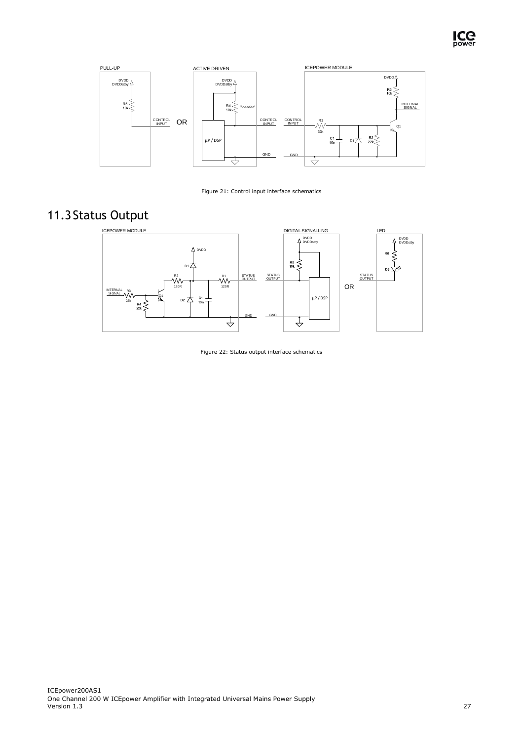Figure 21: Control input interface schematics

## 11.3 Status Output

Figure 22: Status output interface schematics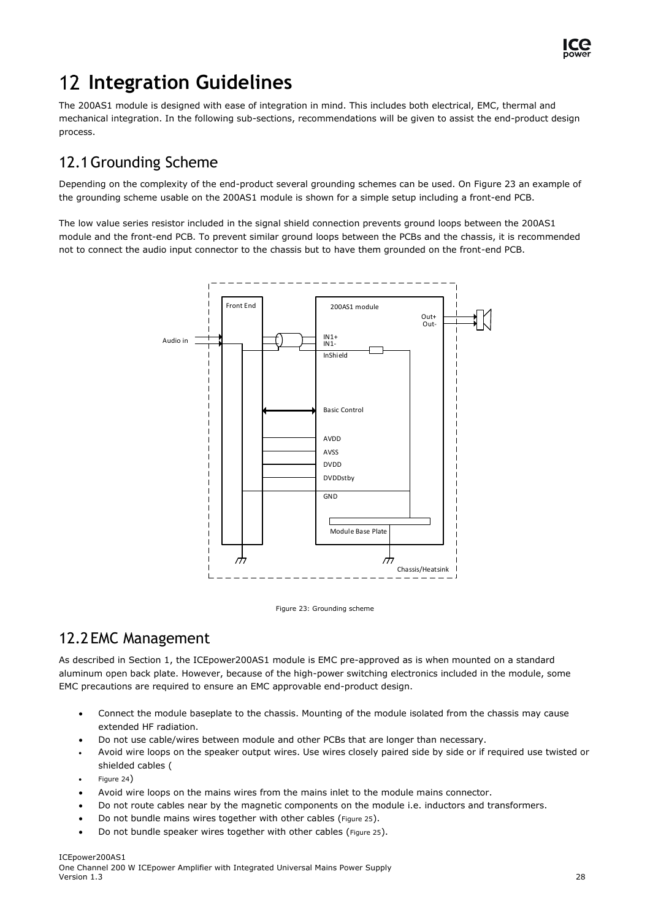#  12 Integration Guidelines

The 200AS1 module is designed with ease of integration in mind. This includes both electrical, EMC, thermal and mechanical integration. In the following sub-sections, recommendations will be given to assist the end-product design process.

## 12.1 Grounding Scheme

Depending on the complexity of the end-product several grounding schemes can be used. On Figure 23 an example of the grounding scheme usable on the 200AS1 module is shown for a simple setup including a front-end PCB.

The low value series resistor included in the signal shield connection prevents ground loops between the 200AS1 module and the front-end PCB. To prevent similar ground loops between the PCBs and the chassis, it is recommended not to connect the audio input connector to the chassis but to have them grounded on the front-end PCB.

Figure 23: Grounding scheme

## 12.2 EMC Management

As described in Section 1, the ICEpower200AS1 module is EMC pre-approved as is when mounted on a standard aluminum open back plate. However, because of the high-power switching electronics included in the module, some EMC precautions are required to ensure an EMC approvable end-product design.

- Connect the module baseplate to the chassis. Mounting of the module isolated from the chassis may cause extended HF radiation.
- Do not use cable/wires between module and other PCBs that are longer than necessary.
- Avoid wire loops on the speaker output wires. Use wires closely paired side by side or if required use twisted or shielded cables (
- Figure 24)
- Avoid wire loops on the mains wires from the mains inlet to the module mains connector.
- Do not route cables near by the magnetic components on the module i.e. inductors and transformers.
- Do not bundle mains wires together with other cables (Figure 25).
- Do not bundle speaker wires together with other cables (Figure 25).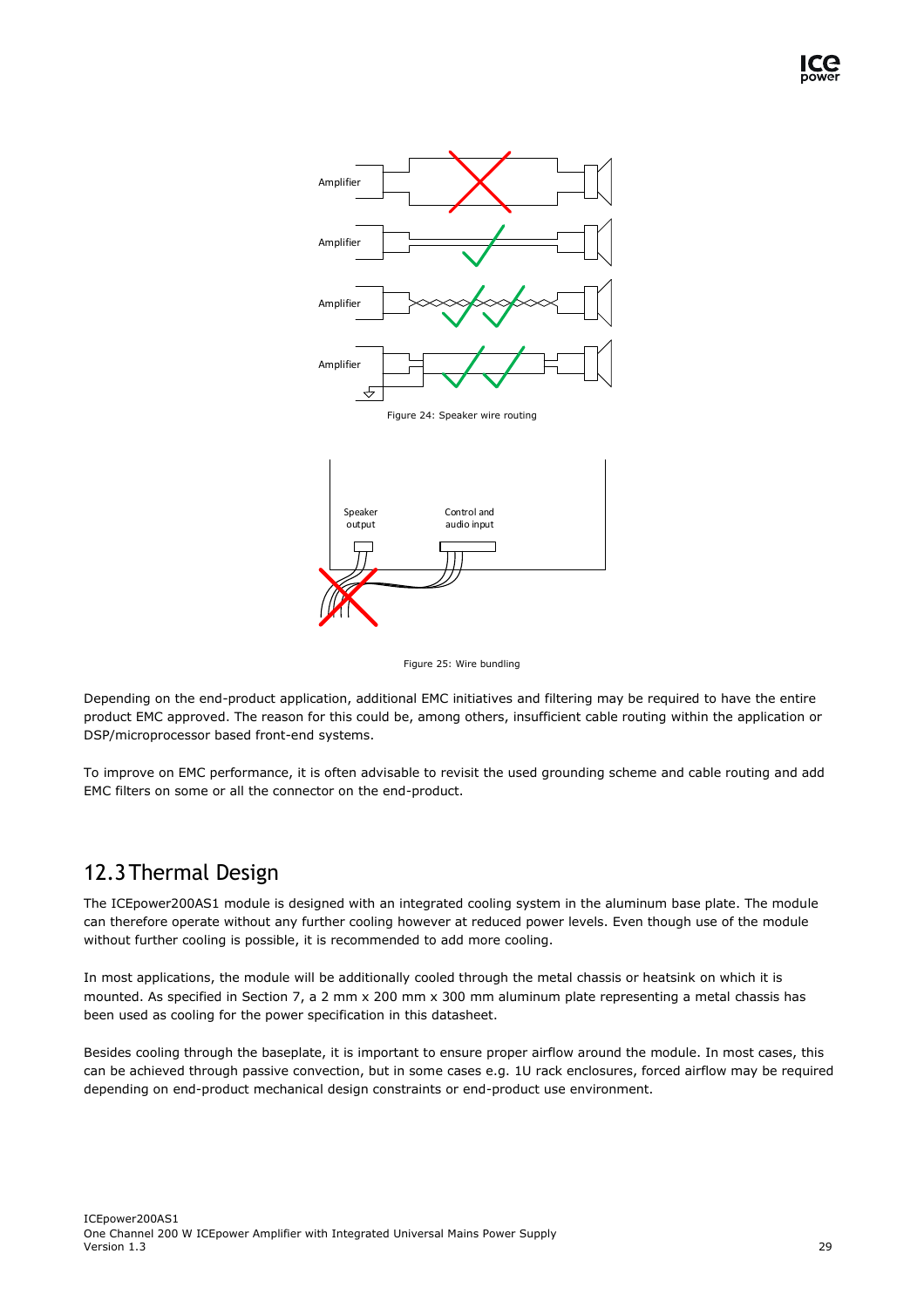Figure 24: Speaker wire routing

Figure 25: Wire bundling

Depending on the end-product application, additional EMC initiatives and filtering may be required to have the entire product EMC approved. The reason for this could be, among others, insufficient cable routing within the application or DSP/microprocessor based front-end systems.

To improve on EMC performance, it is often advisable to revisit the used grounding scheme and cable routing and add EMC filters on some or all the connector on the end-product.

## 12.3 Thermal Design

The ICEpower200AS1 module is designed with an integrated cooling system in the aluminum base plate. The module can therefore operate without any further cooling however at reduced power levels. Even though use of the module without further cooling is possible, it is recommended to add more cooling.

In most applications, the module will be additionally cooled through the metal chassis or heatsink on which it is mounted. As specified in Section 7, a 2 mm x 200 mm x 300 mm aluminum plate representing a metal chassis has been used as cooling for the power specification in this datasheet.

Besides cooling through the baseplate, it is important to ensure proper airflow around the module. In most cases, this can be achieved through passive convection, but in some cases e.g. 1U rack enclosures, forced airflow may be required depending on end-product mechanical design constraints or end-product use environment.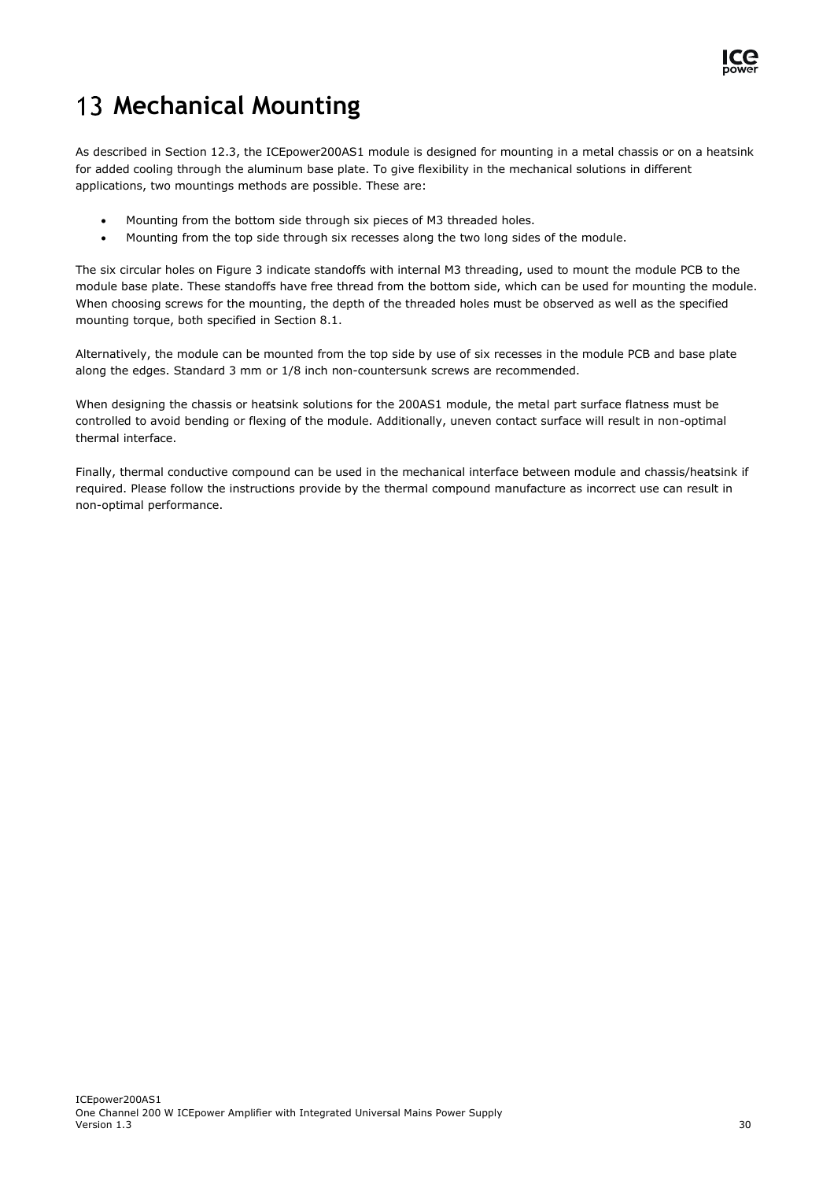# 13 Mechanical Mounting

As described in Section 12.3, the ICEpower200AS1 module is designed for mounting in a metal chassis or on a heatsink for added cooling through the aluminum base plate. To give flexibility in the mechanical solutions in different applications, two mountings methods are possible. These are:

- Mounting from the bottom side through six pieces of M3 threaded holes.
- Mounting from the top side through six recesses along the two long sides of the module.

The six circular holes on Figure 3 indicate standoffs with internal M3 threading, used to mount the module PCB to the module base plate. These standoffs have free thread from the bottom side, which can be used for mounting the module. When choosing screws for the mounting, the depth of the threaded holes must be observed as well as the specified mounting torque, both specified in Section 8.1.

Alternatively, the module can be mounted from the top side by use of six recesses in the module PCB and base plate along the edges. Standard 3 mm or 1/8 inch non-countersunk screws are recommended.

When designing the chassis or heatsink solutions for the 200AS1 module, the metal part surface flatness must be controlled to avoid bending or flexing of the module. Additionally, uneven contact surface will result in non-optimal thermal interface.

Finally, thermal conductive compound can be used in the mechanical interface between module and chassis/heatsink if required. Please follow the instructions provide by the thermal compound manufacture as incorrect use can result in non-optimal performance.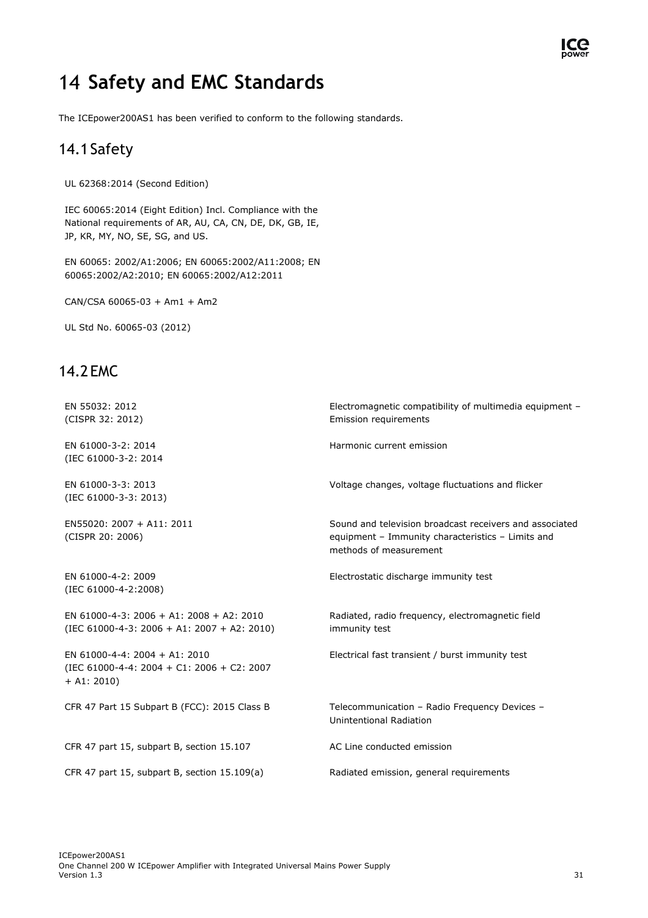# 14 Safety and EMC Standards

The ICEpower200AS1 has been verified to conform to the following standards.

## 14.1 Safety

UL 62368:2014 (Second Edition)

IEC 60065:2014 (Eight Edition) Incl. Compliance with the National requirements of AR, AU, CA, CN, DE, DK, GB, IE, JP, KR, MY, NO, SE, SG, and US.

EN 60065: 2002/A1:2006; EN 60065:2002/A11:2008; EN 60065:2002/A2:2010; EN 60065:2002/A12:2011

CAN/CSA 60065-03 + Am1 + Am2

UL Std No. 60065-03 (2012)

## 14.2 EMC

| Standard | Description |
|---|---|
| EN 55032: 2012 (CISPR 32: 2012) | Electromagnetic compatibility of multimedia equipment – Emission requirements |
| EN 61000-3-2: 2014 (IEC 61000-3-2: 2014 | Harmonic current emission |
| EN 61000-3-3: 2013 (IEC 61000-3-3: 2013) | Voltage changes, voltage fluctuations and flicker |
| EN55020: 2007 + A11: 2011 (CISPR 20: 2006) | Sound and television broadcast receivers and associated equipment – Immunity characteristics – Limits and methods of measurement |
| EN 61000-4-2: 2009 (IEC 61000-4-2:2008) | Electrostatic discharge immunity test |
| EN 61000-4-3: 2006 + A1: 2008 + A2: 2010 (IEC 61000-4-3: 2006 + A1: 2007 + A2: 2010) | Radiated, radio frequency, electromagnetic field immunity test |
| EN 61000-4-4: 2004 + A1: 2010 (IEC 61000-4-4: 2004 + C1: 2006 + C2: 2007 + A1: 2010) | Electrical fast transient / burst immunity test |
| CFR 47 Part 15 Subpart B (FCC): 2015 Class B | Telecommunication – Radio Frequency Devices – Unintentional Radiation |
| CFR 47 part 15, subpart B, section 15.107 | AC Line conducted emission |
| CFR 47 part 15, subpart B, section 15.109(a) | Radiated emission, general requirements |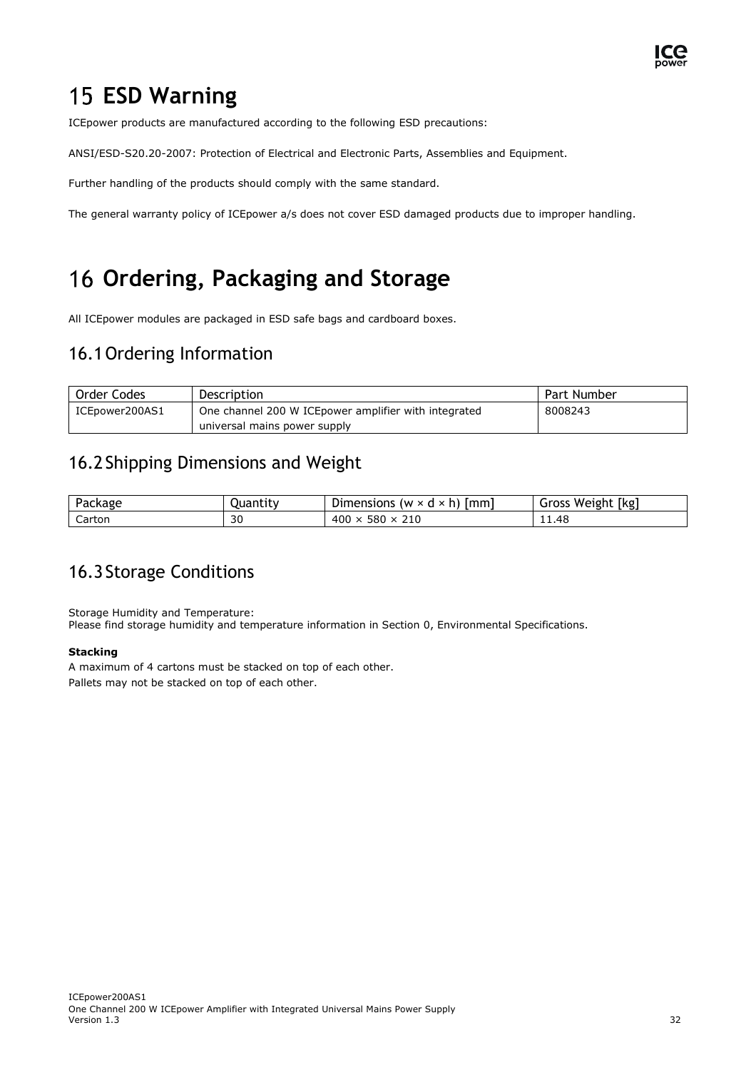# 15 ESD Warning

ICEpower products are manufactured according to the following ESD precautions:

ANSI/ESD-S20.20-2007: Protection of Electrical and Electronic Parts, Assemblies and Equipment.

Further handling of the products should comply with the same standard.

The general warranty policy of ICEpower a/s does not cover ESD damaged products due to improper handling.

# 16 Ordering, Packaging and Storage

All ICEpower modules are packaged in ESD safe bags and cardboard boxes.

## 16.1 Ordering Information

| Order Codes | Description | Part Number |
|---|---|---|
| ICEpower200AS1 | One channel 200 W ICEpower amplifier with integrated universal mains power supply | 8008243 |

## 16.2 Shipping Dimensions and Weight

| Package | Quantity | Dimensions (w × d × h) [mm] | Gross Weight [kg] |
|---|---|---|---|
| Carton | 30 | 400 × 580 × 210 | 11.48 |

## 16.3 Storage Conditions

Storage Humidity and Temperature:
Please find storage humidity and temperature information in Section 0, Environmental Specifications.

**Stacking**

A maximum of 4 cartons must be stacked on top of each other.
Pallets may not be stacked on top of each other.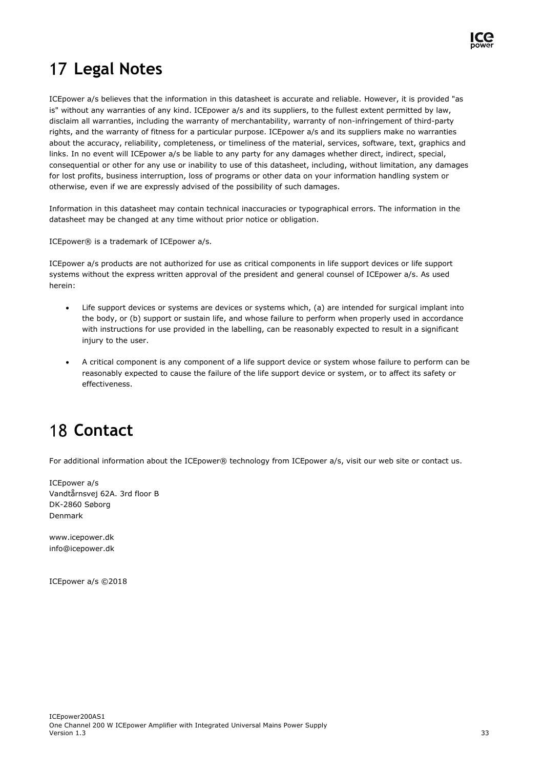# 17 Legal Notes

ICEpower a/s believes that the information in this datasheet is accurate and reliable. However, it is provided "as is" without any warranties of any kind. ICEpower a/s and its suppliers, to the fullest extent permitted by law, disclaim all warranties, including the warranty of merchantability, warranty of non-infringement of third-party rights, and the warranty of fitness for a particular purpose. ICEpower a/s and its suppliers make no warranties about the accuracy, reliability, completeness, or timeliness of the material, services, software, text, graphics and links. In no event will ICEpower a/s be liable to any party for any damages whether direct, indirect, special, consequential or other for any use or inability to use of this datasheet, including, without limitation, any damages for lost profits, business interruption, loss of programs or other data on your information handling system or otherwise, even if we are expressly advised of the possibility of such damages.

Information in this datasheet may contain technical inaccuracies or typographical errors. The information in the datasheet may be changed at any time without prior notice or obligation.

ICEpower® is a trademark of ICEpower a/s.

ICEpower a/s products are not authorized for use as critical components in life support devices or life support systems without the express written approval of the president and general counsel of ICEpower a/s. As used herein:

- Life support devices or systems are devices or systems which, (a) are intended for surgical implant into the body, or (b) support or sustain life, and whose failure to perform when properly used in accordance with instructions for use provided in the labelling, can be reasonably expected to result in a significant injury to the user.
- A critical component is any component of a life support device or system whose failure to perform can be reasonably expected to cause the failure of the life support device or system, or to affect its safety or effectiveness.

# 18 Contact

For additional information about the ICEpower® technology from ICEpower a/s, visit our web site or contact us.

ICEpower a/s
Vandtårnsvej 62A. 3rd floor B
DK-2860 Søborg
Denmark

www.icepower.dk
info@icepower.dk

ICEpower a/s ©2018